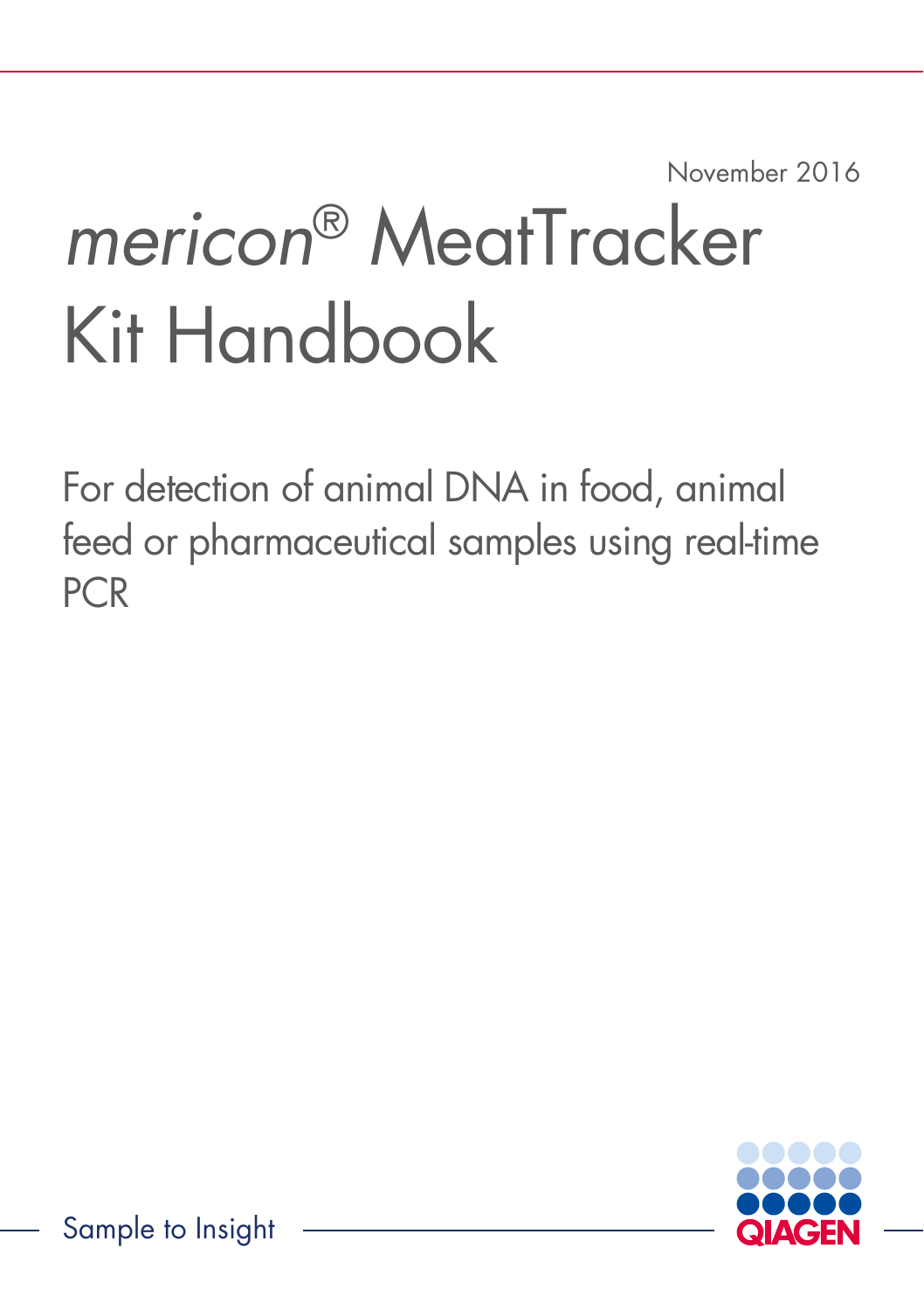November 2016

# *mericon*® MeatTracker Kit Handbook

For detection of animal DNA in food, animal feed or pharmaceutical samples using real-time PCR

Sample to Insight

QIAGEN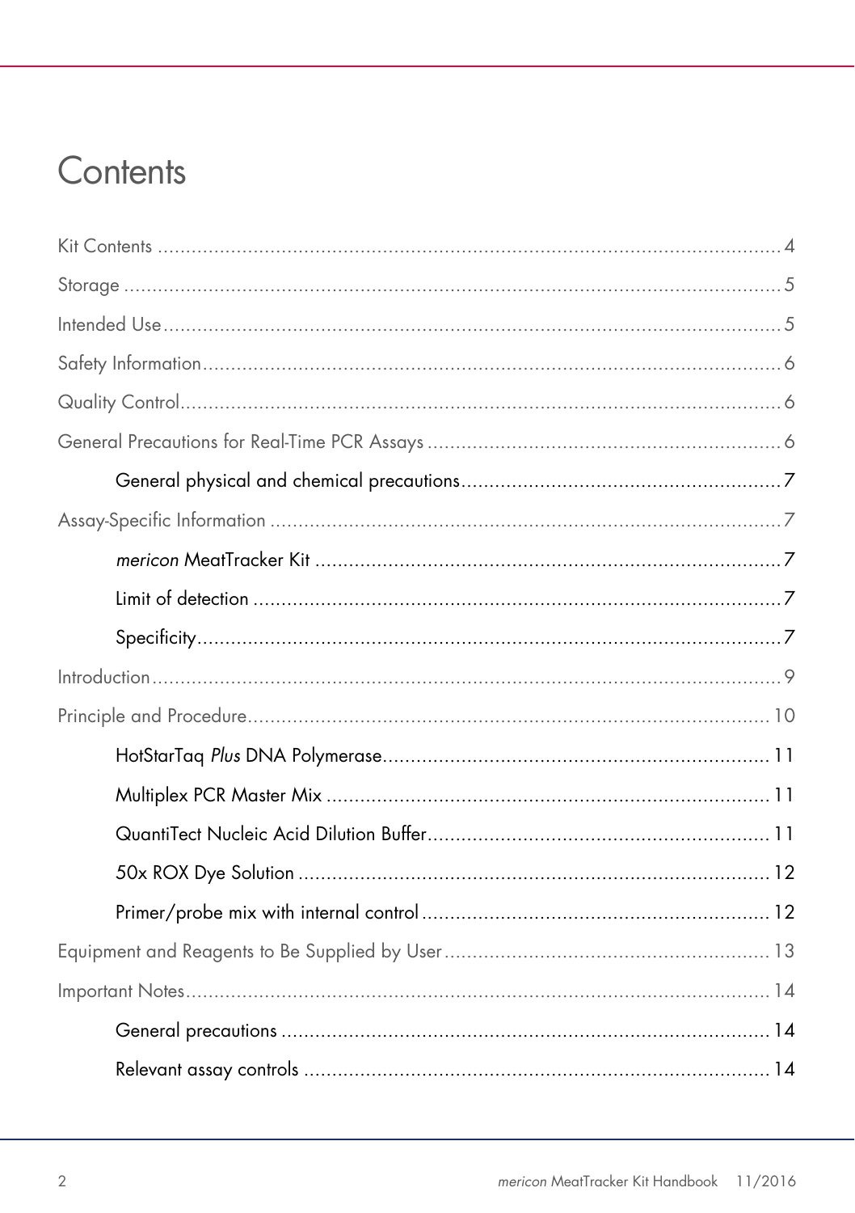# Contents

Kit Contents .................................................................................................... 4

Storage .......................................................................................................... 5

Intended Use ................................................................................................... 5

Safety Information ........................................................................................... 6

Quality Control ................................................................................................ 6

General Precautions for Real-Time PCR Assays ................................................... 6

- General physical and chemical precautions ....................................................... 7

Assay-Specific Information ................................................................................ 7

- *mericon* MeatTracker Kit ................................................................................ 7
- Limit of detection ............................................................................................. 7
- Specificity ....................................................................................................... 7

Introduction ..................................................................................................... 9

Principle and Procedure ................................................................................... 10

- HotStarTaq *Plus* DNA Polymerase .................................................................... 11
- Multiplex PCR Master Mix ................................................................................ 11
- QuantiTect Nucleic Acid Dilution Buffer ............................................................. 11
- 50x ROX Dye Solution ..................................................................................... 12
- Primer/probe mix with internal control .............................................................. 12

Equipment and Reagents to Be Supplied by User ................................................ 13

Important Notes ............................................................................................... 14

- General precautions ........................................................................................ 14
- Relevant assay controls ................................................................................... 14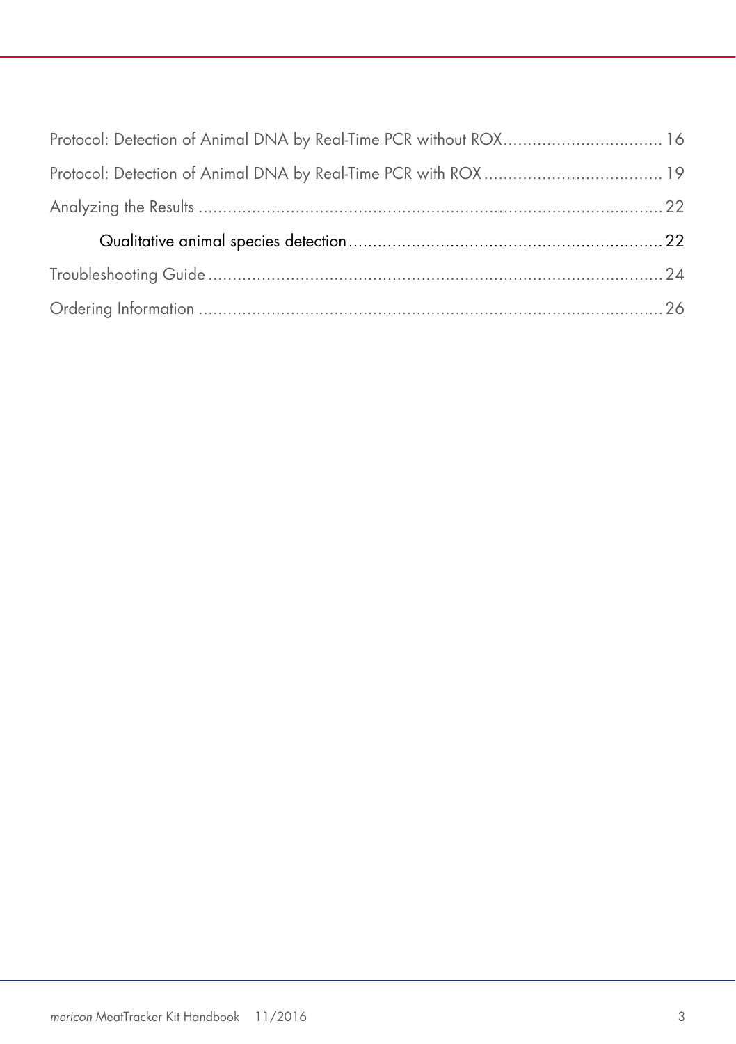Protocol: Detection of Animal DNA by Real-Time PCR without ROX ................................ 16

Protocol: Detection of Animal DNA by Real-Time PCR with ROX .................................... 19

Analyzing the Results ........................................................................................... 22

Qualitative animal species detection ..................................................................... 22

Troubleshooting Guide ........................................................................................... 24

Ordering Information ............................................................................................. 26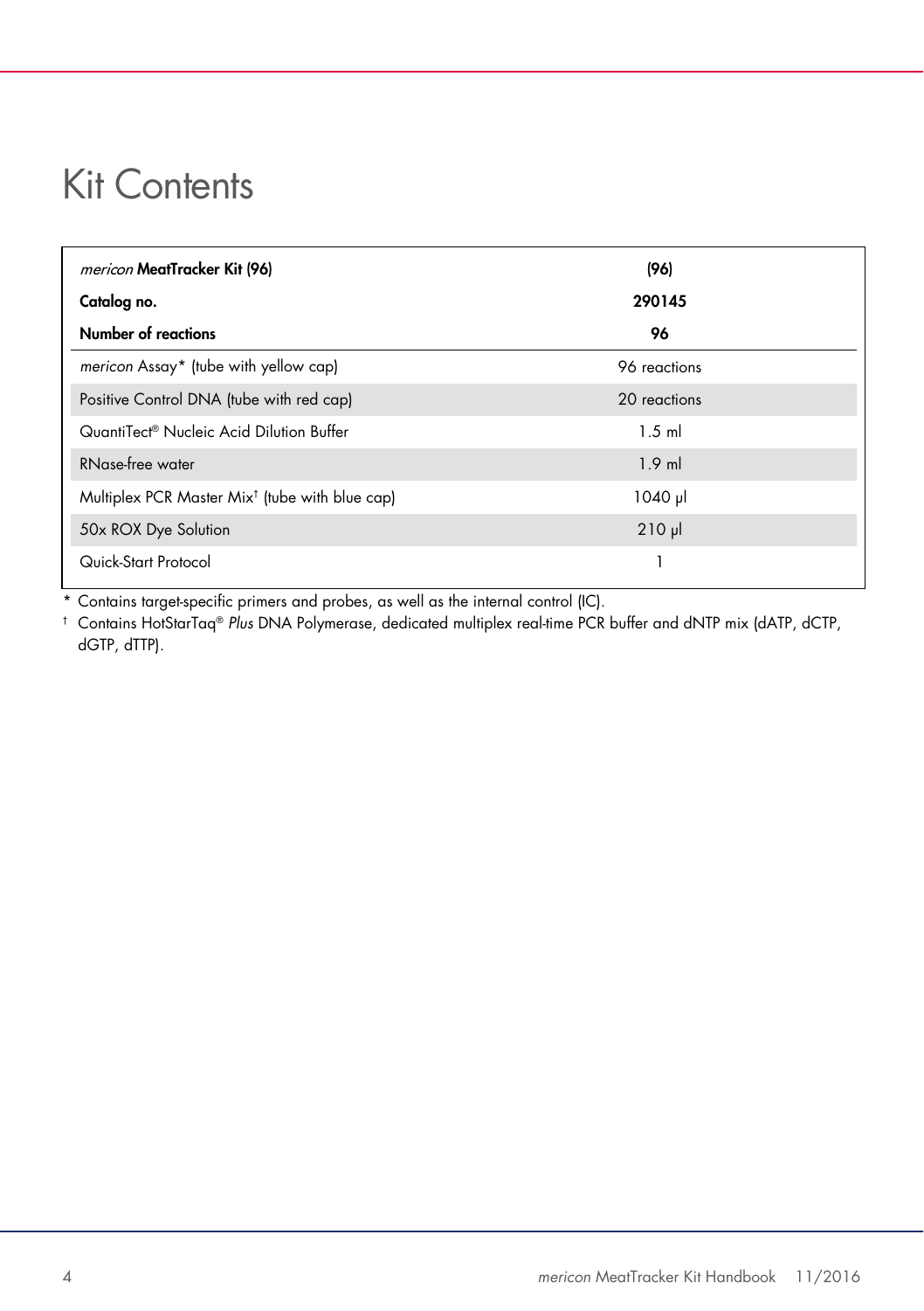# Kit Contents

| *mericon* **MeatTracker Kit (96)** | **(96)** |
|---|---|
| **Catalog no.** | **290145** |
| **Number of reactions** | **96** |
| *mericon* Assay* (tube with yellow cap) | 96 reactions |
| Positive Control DNA (tube with red cap) | 20 reactions |
| QuantiTect® Nucleic Acid Dilution Buffer | 1.5 ml |
| RNase-free water | 1.9 ml |
| Multiplex PCR Master Mix† (tube with blue cap) | 1040 µl |
| 50x ROX Dye Solution | 210 µl |
| Quick-Start Protocol | 1 |

\* Contains target-specific primers and probes, as well as the internal control (IC).

† Contains HotStarTaq® *Plus* DNA Polymerase, dedicated multiplex real-time PCR buffer and dNTP mix (dATP, dCTP, dGTP, dTTP).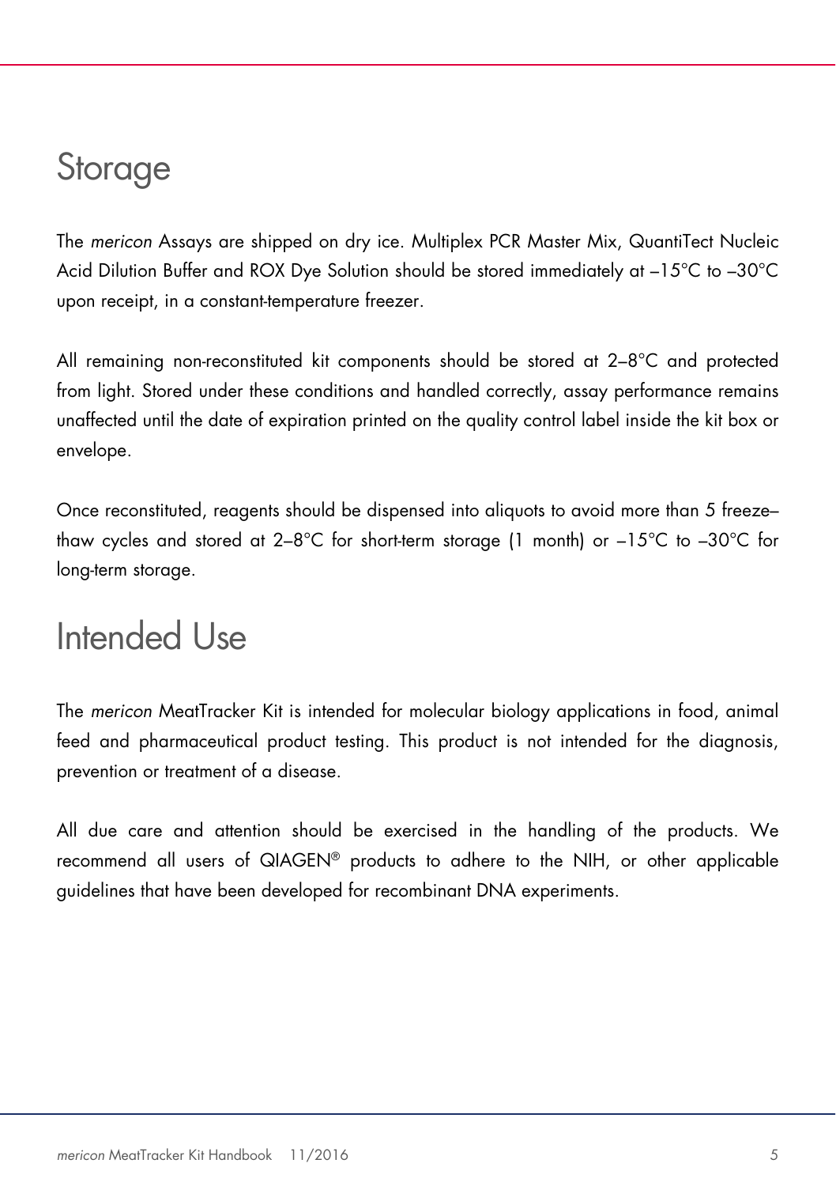# Storage

The *mericon* Assays are shipped on dry ice. Multiplex PCR Master Mix, QuantiTect Nucleic Acid Dilution Buffer and ROX Dye Solution should be stored immediately at –15°C to –30°C upon receipt, in a constant-temperature freezer.

All remaining non-reconstituted kit components should be stored at 2–8°C and protected from light. Stored under these conditions and handled correctly, assay performance remains unaffected until the date of expiration printed on the quality control label inside the kit box or envelope.

Once reconstituted, reagents should be dispensed into aliquots to avoid more than 5 freeze–thaw cycles and stored at 2–8°C for short-term storage (1 month) or –15°C to –30°C for long-term storage.

# Intended Use

The *mericon* MeatTracker Kit is intended for molecular biology applications in food, animal feed and pharmaceutical product testing. This product is not intended for the diagnosis, prevention or treatment of a disease.

All due care and attention should be exercised in the handling of the products. We recommend all users of QIAGEN® products to adhere to the NIH, or other applicable guidelines that have been developed for recombinant DNA experiments.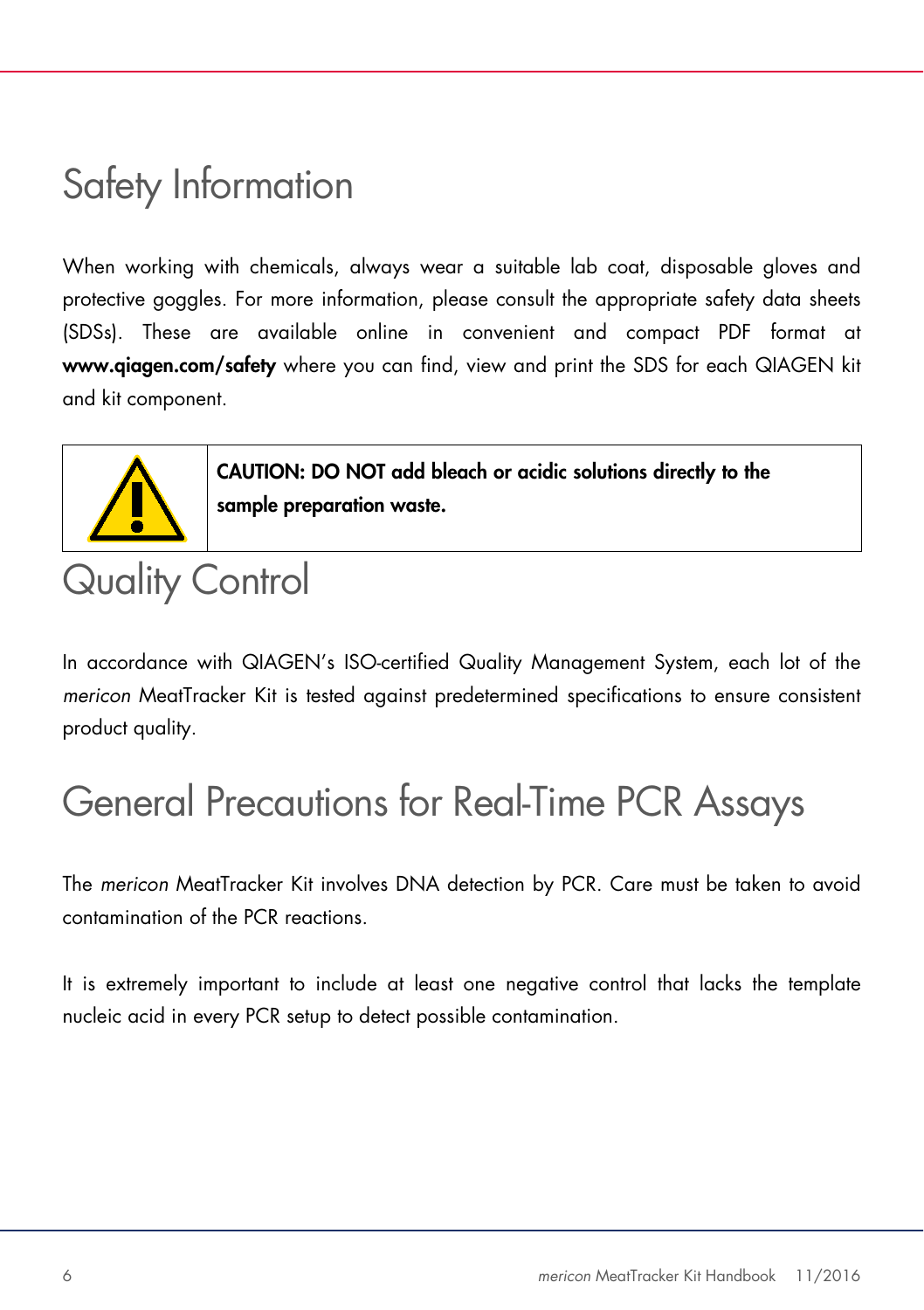# Safety Information

When working with chemicals, always wear a suitable lab coat, disposable gloves and protective goggles. For more information, please consult the appropriate safety data sheets (SDSs). These are available online in convenient and compact PDF format at **www.qiagen.com/safety** where you can find, view and print the SDS for each QIAGEN kit and kit component.

**CAUTION: DO NOT add bleach or acidic solutions directly to the sample preparation waste.**

# Quality Control

In accordance with QIAGEN's ISO-certified Quality Management System, each lot of the *mericon* MeatTracker Kit is tested against predetermined specifications to ensure consistent product quality.

# General Precautions for Real-Time PCR Assays

The *mericon* MeatTracker Kit involves DNA detection by PCR. Care must be taken to avoid contamination of the PCR reactions.

It is extremely important to include at least one negative control that lacks the template nucleic acid in every PCR setup to detect possible contamination.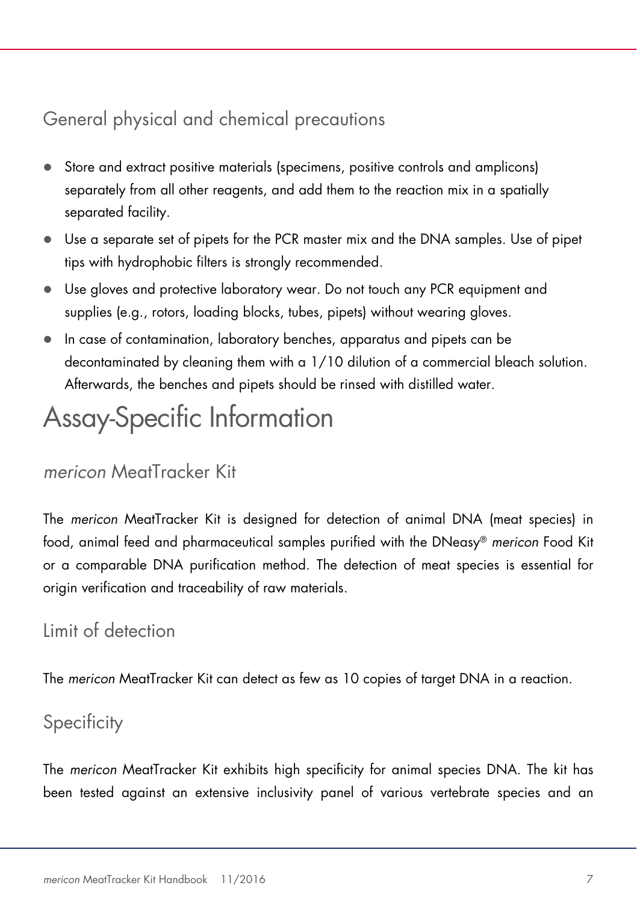### General physical and chemical precautions

- Store and extract positive materials (specimens, positive controls and amplicons) separately from all other reagents, and add them to the reaction mix in a spatially separated facility.
- Use a separate set of pipets for the PCR master mix and the DNA samples. Use of pipet tips with hydrophobic filters is strongly recommended.
- Use gloves and protective laboratory wear. Do not touch any PCR equipment and supplies (e.g., rotors, loading blocks, tubes, pipets) without wearing gloves.
- In case of contamination, laboratory benches, apparatus and pipets can be decontaminated by cleaning them with a 1/10 dilution of a commercial bleach solution. Afterwards, the benches and pipets should be rinsed with distilled water.

# Assay-Specific Information

## *mericon* MeatTracker Kit

The *mericon* MeatTracker Kit is designed for detection of animal DNA (meat species) in food, animal feed and pharmaceutical samples purified with the DNeasy® *mericon* Food Kit or a comparable DNA purification method. The detection of meat species is essential for origin verification and traceability of raw materials.

## Limit of detection

The *mericon* MeatTracker Kit can detect as few as 10 copies of target DNA in a reaction.

## Specificity

The *mericon* MeatTracker Kit exhibits high specificity for animal species DNA. The kit has been tested against an extensive inclusivity panel of various vertebrate species and an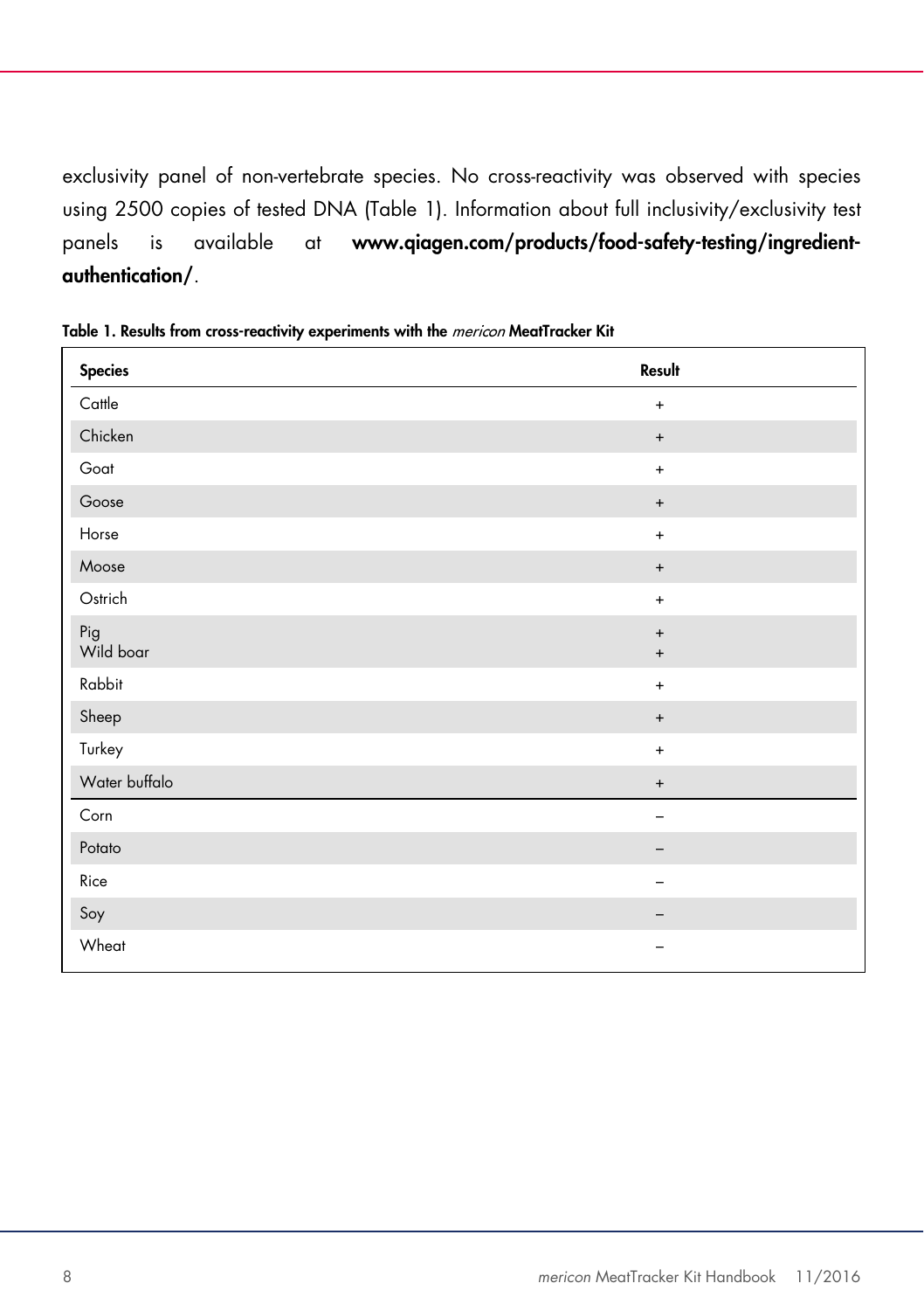exclusivity panel of non-vertebrate species. No cross-reactivity was observed with species using 2500 copies of tested DNA (Table 1). Information about full inclusivity/exclusivity test panels is available at **www.qiagen.com/products/food-safety-testing/ingredient-authentication/**.

**Table 1. Results from cross-reactivity experiments with the *mericon* MeatTracker Kit**

| Species | Result |
|---|---|
| Cattle | + |
| Chicken | + |
| Goat | + |
| Goose | + |
| Horse | + |
| Moose | + |
| Ostrich | + |
| Pig<br>Wild boar | +<br>+ |
| Rabbit | + |
| Sheep | + |
| Turkey | + |
| Water buffalo | + |
| Corn | – |
| Potato | – |
| Rice | – |
| Soy | – |
| Wheat | – |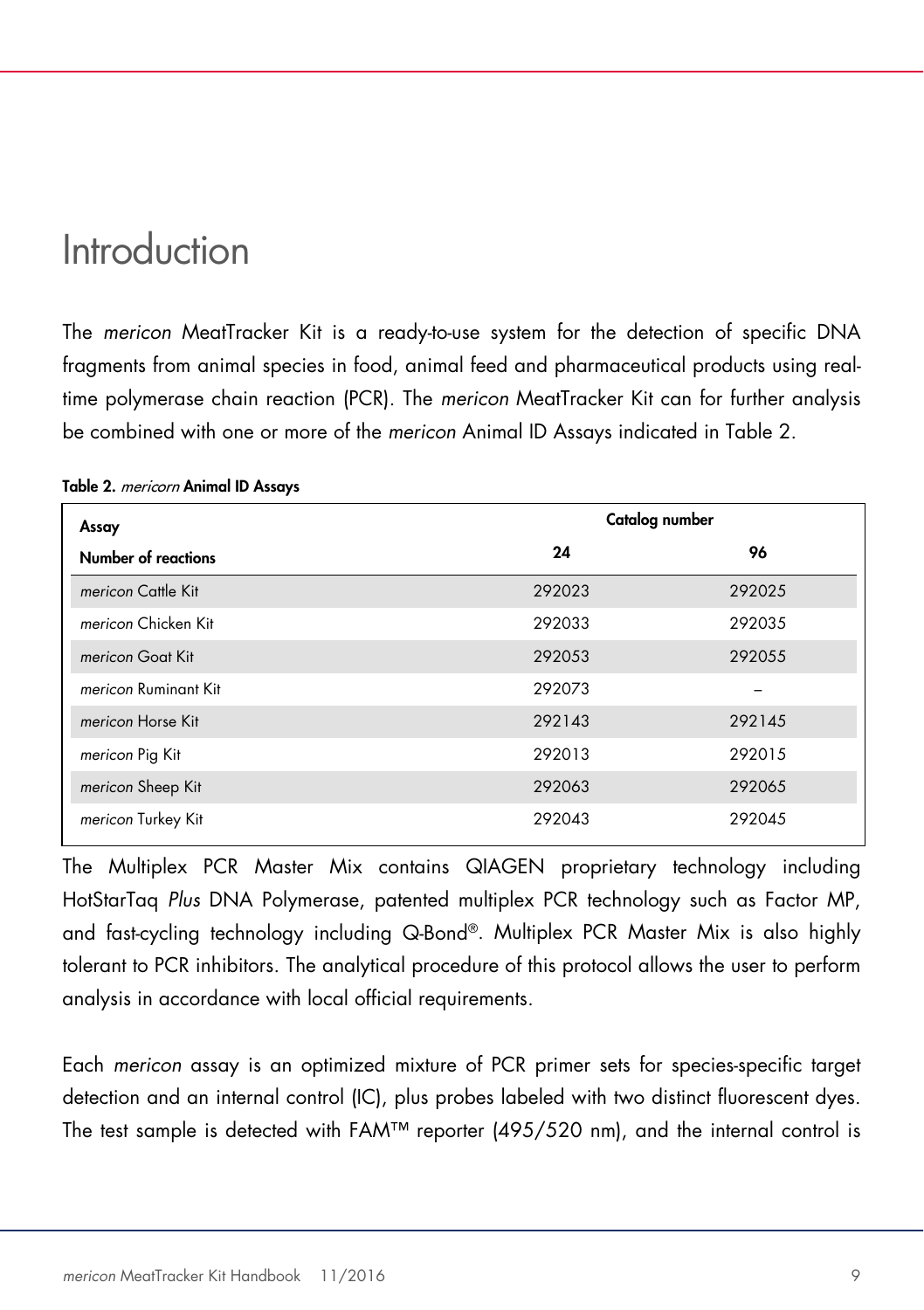# Introduction

The *mericon* MeatTracker Kit is a ready-to-use system for the detection of specific DNA fragments from animal species in food, animal feed and pharmaceutical products using real-time polymerase chain reaction (PCR). The *mericon* MeatTracker Kit can for further analysis be combined with one or more of the *mericon* Animal ID Assays indicated in Table 2.

**Table 2.** ***mericorn*** **Animal ID Assays**

| **Assay** | **Catalog number** | |
|---|---|---|
| **Number of reactions** | **24** | **96** |
| *mericon* Cattle Kit | 292023 | 292025 |
| *mericon* Chicken Kit | 292033 | 292035 |
| *mericon* Goat Kit | 292053 | 292055 |
| *mericon* Ruminant Kit | 292073 | – |
| *mericon* Horse Kit | 292143 | 292145 |
| *mericon* Pig Kit | 292013 | 292015 |
| *mericon* Sheep Kit | 292063 | 292065 |
| *mericon* Turkey Kit | 292043 | 292045 |

The Multiplex PCR Master Mix contains QIAGEN proprietary technology including HotStarTaq *Plus* DNA Polymerase, patented multiplex PCR technology such as Factor MP, and fast-cycling technology including Q-Bond®. Multiplex PCR Master Mix is also highly tolerant to PCR inhibitors. The analytical procedure of this protocol allows the user to perform analysis in accordance with local official requirements.

Each *mericon* assay is an optimized mixture of PCR primer sets for species-specific target detection and an internal control (IC), plus probes labeled with two distinct fluorescent dyes. The test sample is detected with FAM™ reporter (495/520 nm), and the internal control is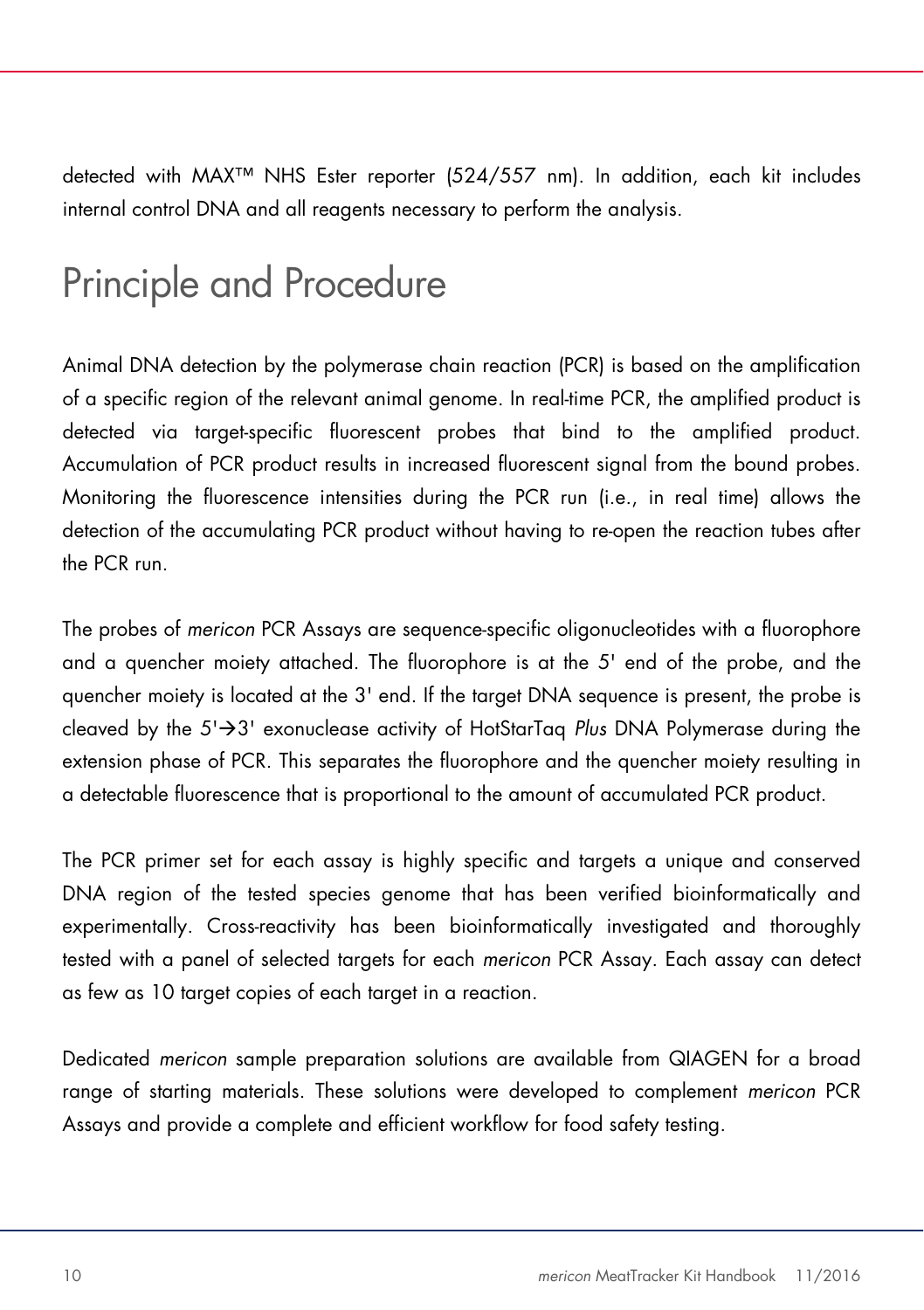detected with MAX™ NHS Ester reporter (524/557 nm). In addition, each kit includes internal control DNA and all reagents necessary to perform the analysis.

# Principle and Procedure

Animal DNA detection by the polymerase chain reaction (PCR) is based on the amplification of a specific region of the relevant animal genome. In real-time PCR, the amplified product is detected via target-specific fluorescent probes that bind to the amplified product. Accumulation of PCR product results in increased fluorescent signal from the bound probes. Monitoring the fluorescence intensities during the PCR run (i.e., in real time) allows the detection of the accumulating PCR product without having to re-open the reaction tubes after the PCR run.

The probes of *mericon* PCR Assays are sequence-specific oligonucleotides with a fluorophore and a quencher moiety attached. The fluorophore is at the 5' end of the probe, and the quencher moiety is located at the 3' end. If the target DNA sequence is present, the probe is cleaved by the 5'→3' exonuclease activity of HotStarTaq *Plus* DNA Polymerase during the extension phase of PCR. This separates the fluorophore and the quencher moiety resulting in a detectable fluorescence that is proportional to the amount of accumulated PCR product.

The PCR primer set for each assay is highly specific and targets a unique and conserved DNA region of the tested species genome that has been verified bioinformatically and experimentally. Cross-reactivity has been bioinformatically investigated and thoroughly tested with a panel of selected targets for each *mericon* PCR Assay. Each assay can detect as few as 10 target copies of each target in a reaction.

Dedicated *mericon* sample preparation solutions are available from QIAGEN for a broad range of starting materials. These solutions were developed to complement *mericon* PCR Assays and provide a complete and efficient workflow for food safety testing.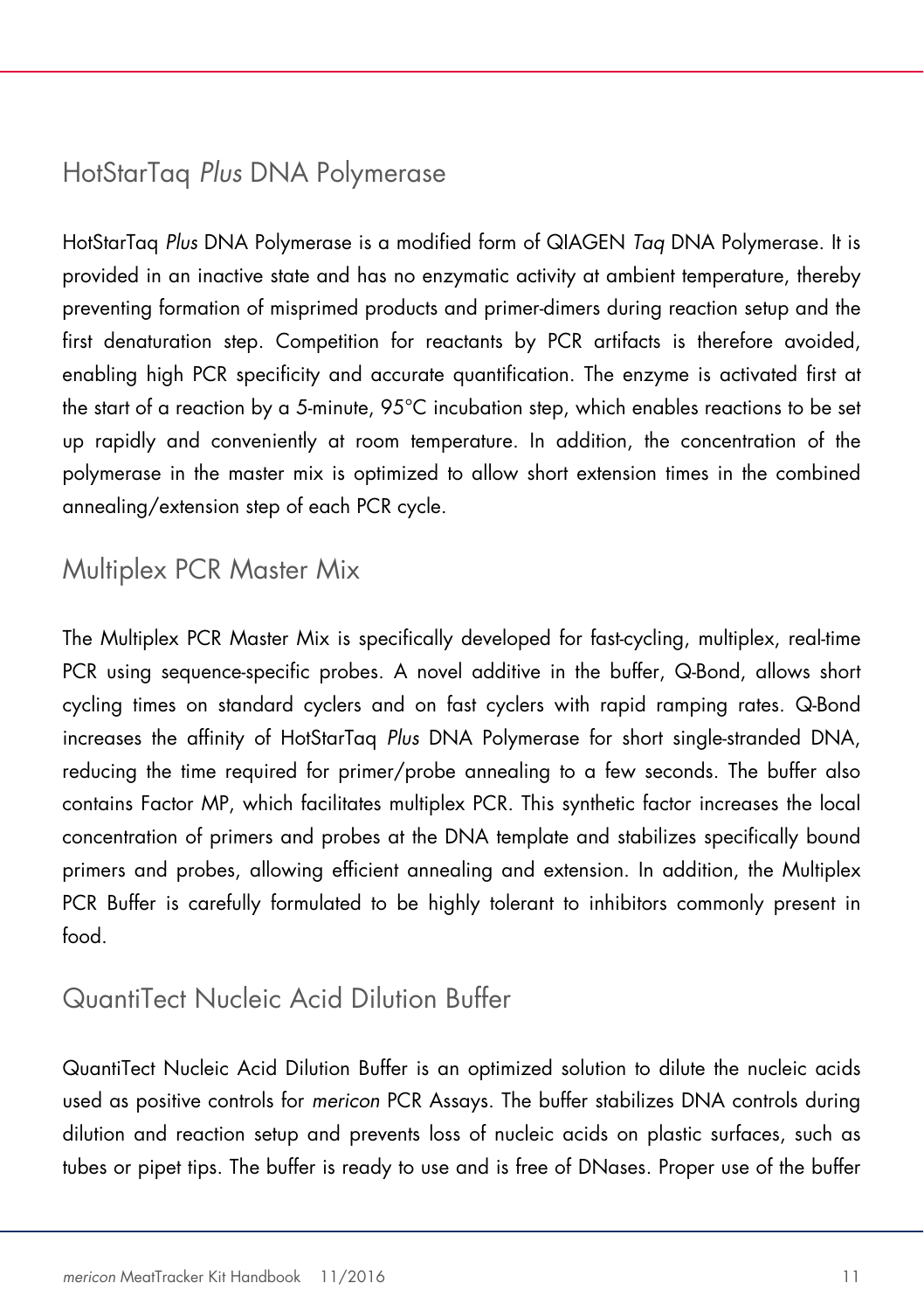## HotStarTaq *Plus* DNA Polymerase

HotStarTaq *Plus* DNA Polymerase is a modified form of QIAGEN *Taq* DNA Polymerase. It is provided in an inactive state and has no enzymatic activity at ambient temperature, thereby preventing formation of misprimed products and primer-dimers during reaction setup and the first denaturation step. Competition for reactants by PCR artifacts is therefore avoided, enabling high PCR specificity and accurate quantification. The enzyme is activated first at the start of a reaction by a 5-minute, 95°C incubation step, which enables reactions to be set up rapidly and conveniently at room temperature. In addition, the concentration of the polymerase in the master mix is optimized to allow short extension times in the combined annealing/extension step of each PCR cycle.

## Multiplex PCR Master Mix

The Multiplex PCR Master Mix is specifically developed for fast-cycling, multiplex, real-time PCR using sequence-specific probes. A novel additive in the buffer, Q-Bond, allows short cycling times on standard cyclers and on fast cyclers with rapid ramping rates. Q-Bond increases the affinity of HotStarTaq *Plus* DNA Polymerase for short single-stranded DNA, reducing the time required for primer/probe annealing to a few seconds. The buffer also contains Factor MP, which facilitates multiplex PCR. This synthetic factor increases the local concentration of primers and probes at the DNA template and stabilizes specifically bound primers and probes, allowing efficient annealing and extension. In addition, the Multiplex PCR Buffer is carefully formulated to be highly tolerant to inhibitors commonly present in food.

## QuantiTect Nucleic Acid Dilution Buffer

QuantiTect Nucleic Acid Dilution Buffer is an optimized solution to dilute the nucleic acids used as positive controls for *mericon* PCR Assays. The buffer stabilizes DNA controls during dilution and reaction setup and prevents loss of nucleic acids on plastic surfaces, such as tubes or pipet tips. The buffer is ready to use and is free of DNases. Proper use of the buffer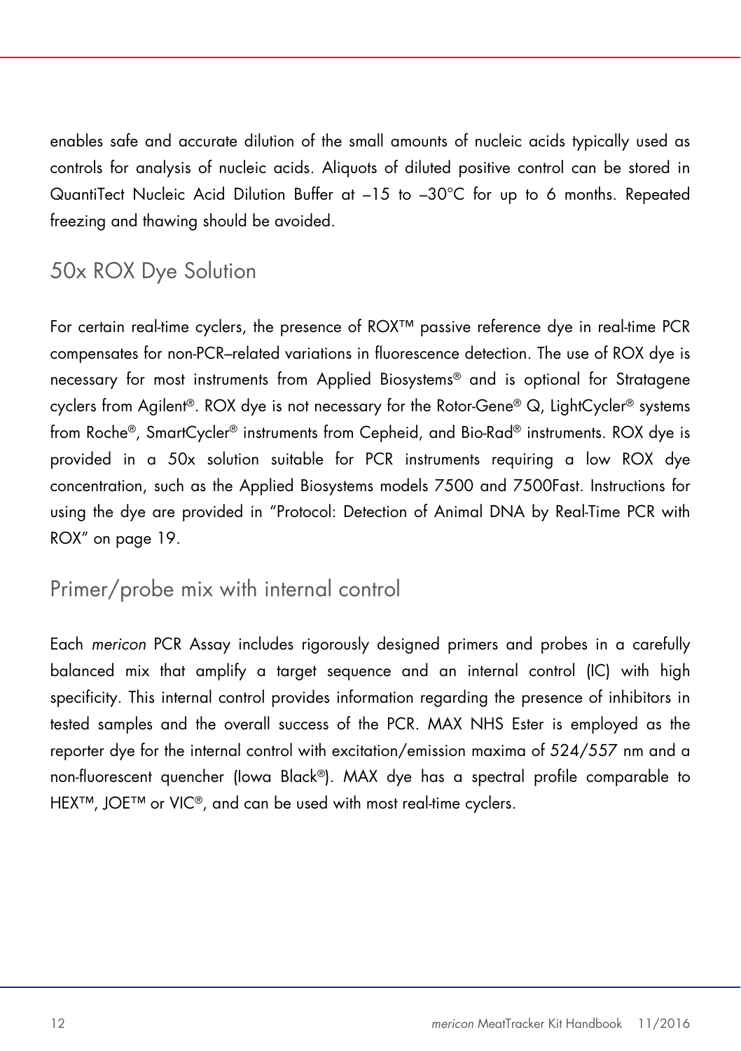enables safe and accurate dilution of the small amounts of nucleic acids typically used as controls for analysis of nucleic acids. Aliquots of diluted positive control can be stored in QuantiTect Nucleic Acid Dilution Buffer at –15 to –30°C for up to 6 months. Repeated freezing and thawing should be avoided.

## 50x ROX Dye Solution

For certain real-time cyclers, the presence of ROX™ passive reference dye in real-time PCR compensates for non-PCR–related variations in fluorescence detection. The use of ROX dye is necessary for most instruments from Applied Biosystems® and is optional for Stratagene cyclers from Agilent®. ROX dye is not necessary for the Rotor-Gene® Q, LightCycler® systems from Roche®, SmartCycler® instruments from Cepheid, and Bio-Rad® instruments. ROX dye is provided in a 50x solution suitable for PCR instruments requiring a low ROX dye concentration, such as the Applied Biosystems models 7500 and 7500Fast. Instructions for using the dye are provided in "Protocol: Detection of Animal DNA by Real-Time PCR with ROX" on page 19.

## Primer/probe mix with internal control

Each *mericon* PCR Assay includes rigorously designed primers and probes in a carefully balanced mix that amplify a target sequence and an internal control (IC) with high specificity. This internal control provides information regarding the presence of inhibitors in tested samples and the overall success of the PCR. MAX NHS Ester is employed as the reporter dye for the internal control with excitation/emission maxima of 524/557 nm and a non-fluorescent quencher (Iowa Black®). MAX dye has a spectral profile comparable to HEX™, JOE™ or VIC®, and can be used with most real-time cyclers.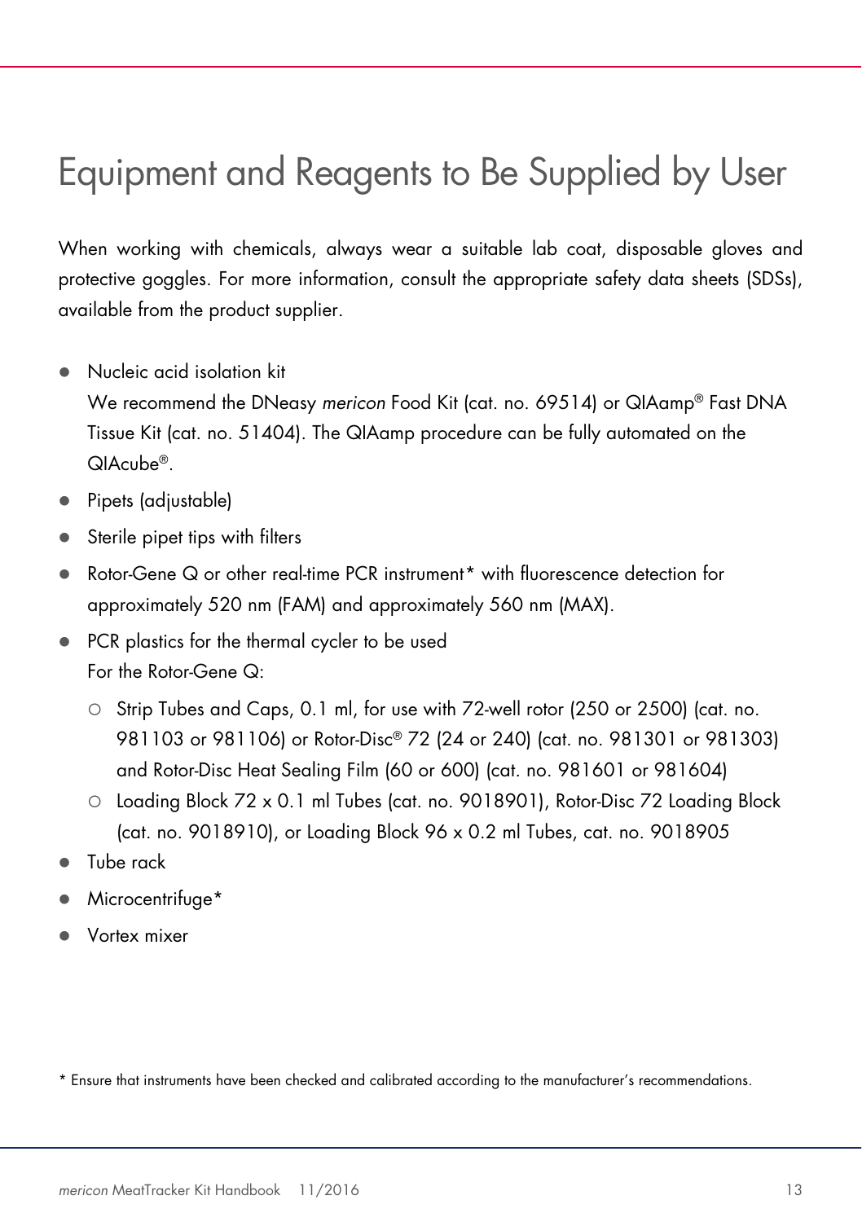# Equipment and Reagents to Be Supplied by User

When working with chemicals, always wear a suitable lab coat, disposable gloves and protective goggles. For more information, consult the appropriate safety data sheets (SDSs), available from the product supplier.

- Nucleic acid isolation kit
  We recommend the DNeasy *mericon* Food Kit (cat. no. 69514) or QIAamp® Fast DNA Tissue Kit (cat. no. 51404). The QIAamp procedure can be fully automated on the QIAcube®.
- Pipets (adjustable)
- Sterile pipet tips with filters
- Rotor-Gene Q or other real-time PCR instrument* with fluorescence detection for approximately 520 nm (FAM) and approximately 560 nm (MAX).
- PCR plastics for the thermal cycler to be used
  For the Rotor-Gene Q:
  - Strip Tubes and Caps, 0.1 ml, for use with 72-well rotor (250 or 2500) (cat. no. 981103 or 981106) or Rotor-Disc® 72 (24 or 240) (cat. no. 981301 or 981303) and Rotor-Disc Heat Sealing Film (60 or 600) (cat. no. 981601 or 981604)
  - Loading Block 72 x 0.1 ml Tubes (cat. no. 9018901), Rotor-Disc 72 Loading Block (cat. no. 9018910), or Loading Block 96 x 0.2 ml Tubes, cat. no. 9018905
- Tube rack
- Microcentrifuge*
- Vortex mixer

\* Ensure that instruments have been checked and calibrated according to the manufacturer's recommendations.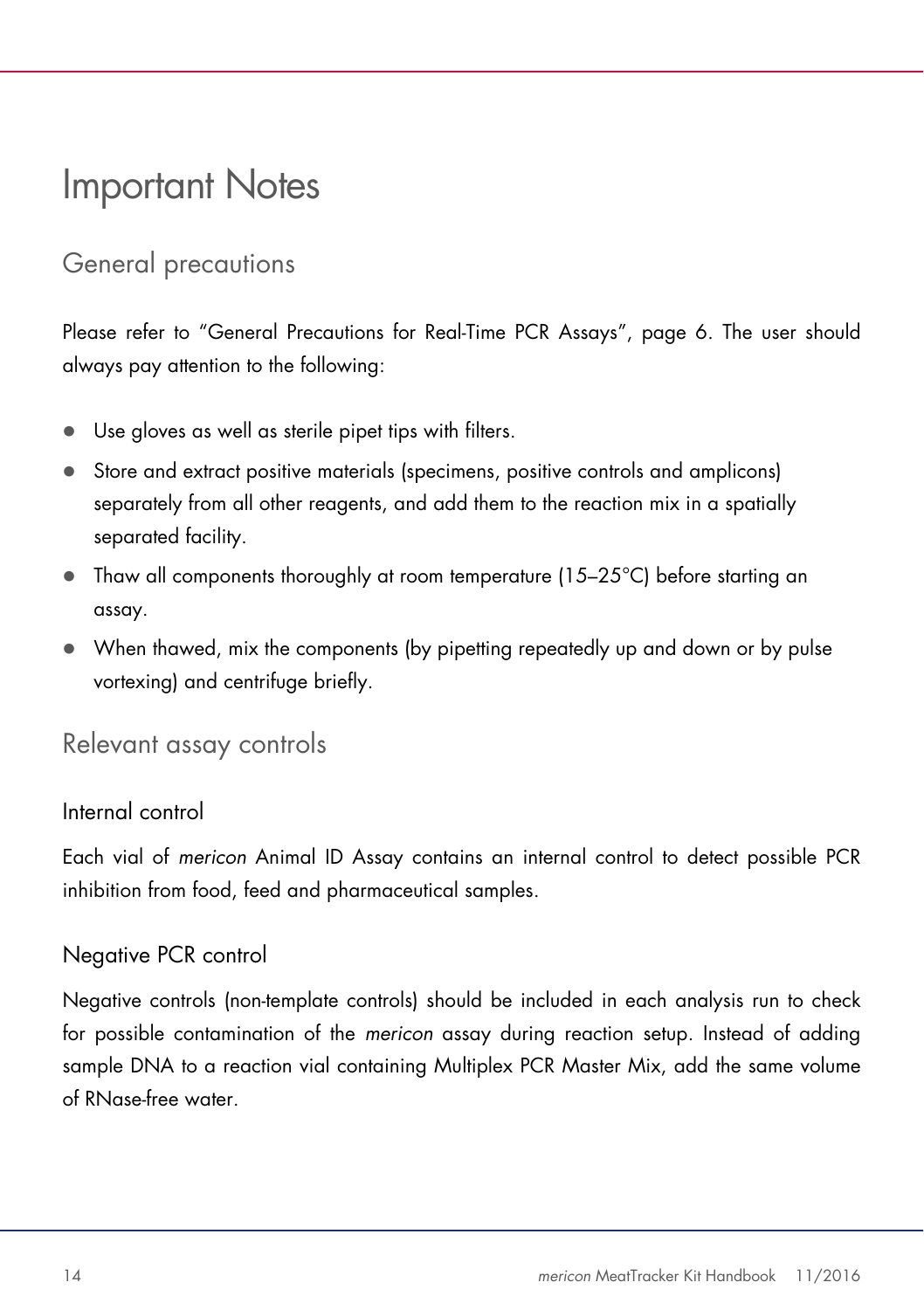# Important Notes

## General precautions

Please refer to "General Precautions for Real-Time PCR Assays", page 6. The user should always pay attention to the following:

- Use gloves as well as sterile pipet tips with filters.
- Store and extract positive materials (specimens, positive controls and amplicons) separately from all other reagents, and add them to the reaction mix in a spatially separated facility.
- Thaw all components thoroughly at room temperature (15–25°C) before starting an assay.
- When thawed, mix the components (by pipetting repeatedly up and down or by pulse vortexing) and centrifuge briefly.

## Relevant assay controls

### Internal control

Each vial of *mericon* Animal ID Assay contains an internal control to detect possible PCR inhibition from food, feed and pharmaceutical samples.

### Negative PCR control

Negative controls (non-template controls) should be included in each analysis run to check for possible contamination of the *mericon* assay during reaction setup. Instead of adding sample DNA to a reaction vial containing Multiplex PCR Master Mix, add the same volume of RNase-free water.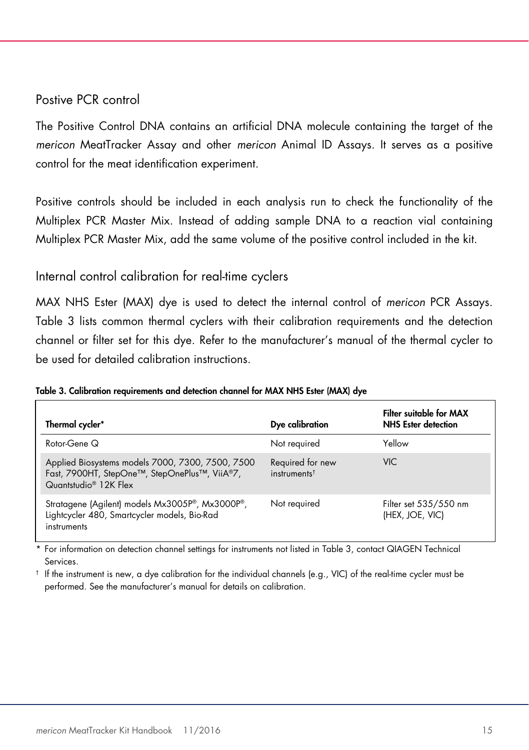## Postive PCR control

The Positive Control DNA contains an artificial DNA molecule containing the target of the *mericon* MeatTracker Assay and other *mericon* Animal ID Assays. It serves as a positive control for the meat identification experiment.

Positive controls should be included in each analysis run to check the functionality of the Multiplex PCR Master Mix. Instead of adding sample DNA to a reaction vial containing Multiplex PCR Master Mix, add the same volume of the positive control included in the kit.

## Internal control calibration for real-time cyclers

MAX NHS Ester (MAX) dye is used to detect the internal control of *mericon* PCR Assays. Table 3 lists common thermal cyclers with their calibration requirements and the detection channel or filter set for this dye. Refer to the manufacturer's manual of the thermal cycler to be used for detailed calibration instructions.

**Table 3. Calibration requirements and detection channel for MAX NHS Ester (MAX) dye**

| Thermal cycler* | Dye calibration | Filter suitable for MAX NHS Ester detection |
|---|---|---|
| Rotor-Gene Q | Not required | Yellow |
| Applied Biosystems models 7000, 7300, 7500, 7500 Fast, 7900HT, StepOne™, StepOnePlus™, ViiA®7, Quantstudio® 12K Flex | Required for new instruments† | VIC |
| Stratagene (Agilent) models Mx3005P®, Mx3000P®, Lightcycler 480, Smartcycler models, Bio-Rad instruments | Not required | Filter set 535/550 nm (HEX, JOE, VIC) |

\* For information on detection channel settings for instruments not listed in Table 3, contact QIAGEN Technical Services.

† If the instrument is new, a dye calibration for the individual channels (e.g., VIC) of the real-time cycler must be performed. See the manufacturer's manual for details on calibration.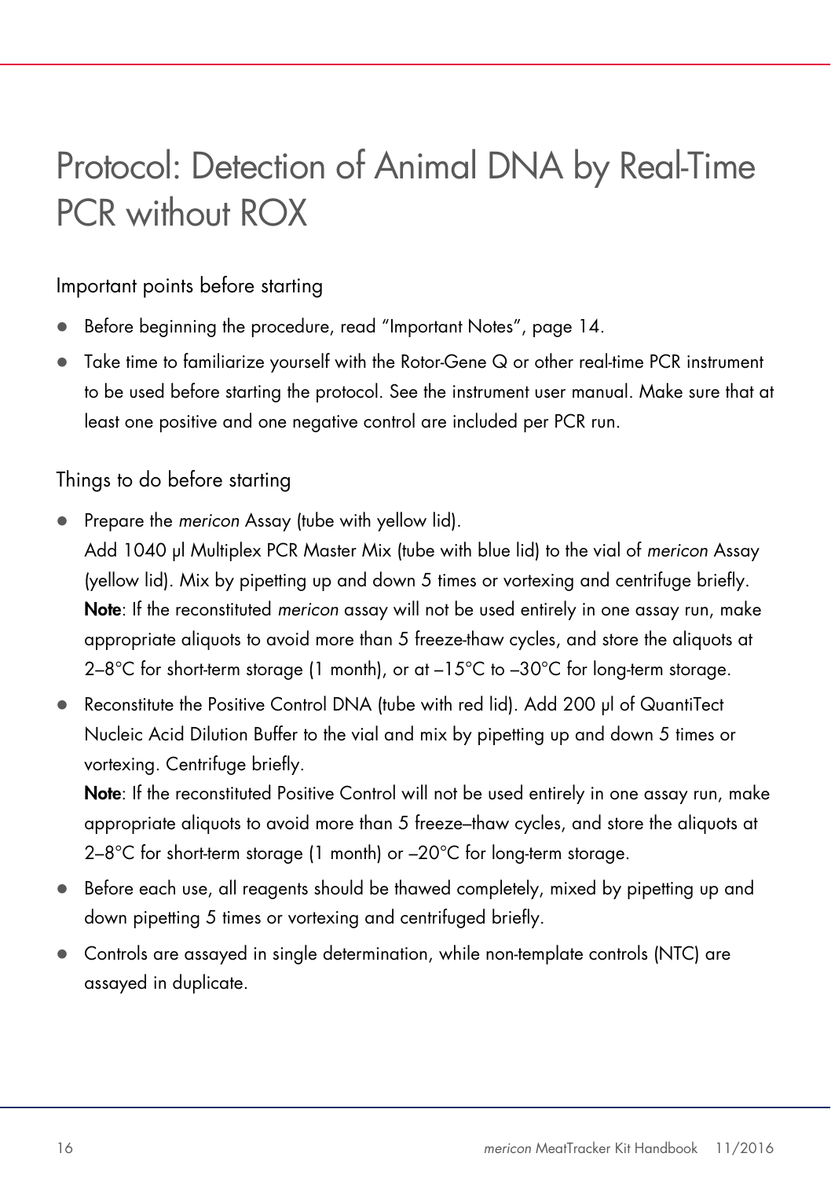# Protocol: Detection of Animal DNA by Real-Time PCR without ROX

## Important points before starting

- Before beginning the procedure, read "Important Notes", page 14.
- Take time to familiarize yourself with the Rotor-Gene Q or other real-time PCR instrument to be used before starting the protocol. See the instrument user manual. Make sure that at least one positive and one negative control are included per PCR run.

## Things to do before starting

- Prepare the *mericon* Assay (tube with yellow lid).
  Add 1040 µl Multiplex PCR Master Mix (tube with blue lid) to the vial of *mericon* Assay (yellow lid). Mix by pipetting up and down 5 times or vortexing and centrifuge briefly.
  **Note**: If the reconstituted *mericon* assay will not be used entirely in one assay run, make appropriate aliquots to avoid more than 5 freeze-thaw cycles, and store the aliquots at 2–8°C for short-term storage (1 month), or at –15°C to –30°C for long-term storage.
- Reconstitute the Positive Control DNA (tube with red lid). Add 200 µl of QuantiTect Nucleic Acid Dilution Buffer to the vial and mix by pipetting up and down 5 times or vortexing. Centrifuge briefly.
  **Note**: If the reconstituted Positive Control will not be used entirely in one assay run, make appropriate aliquots to avoid more than 5 freeze–thaw cycles, and store the aliquots at 2–8°C for short-term storage (1 month) or –20°C for long-term storage.
- Before each use, all reagents should be thawed completely, mixed by pipetting up and down pipetting 5 times or vortexing and centrifuged briefly.
- Controls are assayed in single determination, while non-template controls (NTC) are assayed in duplicate.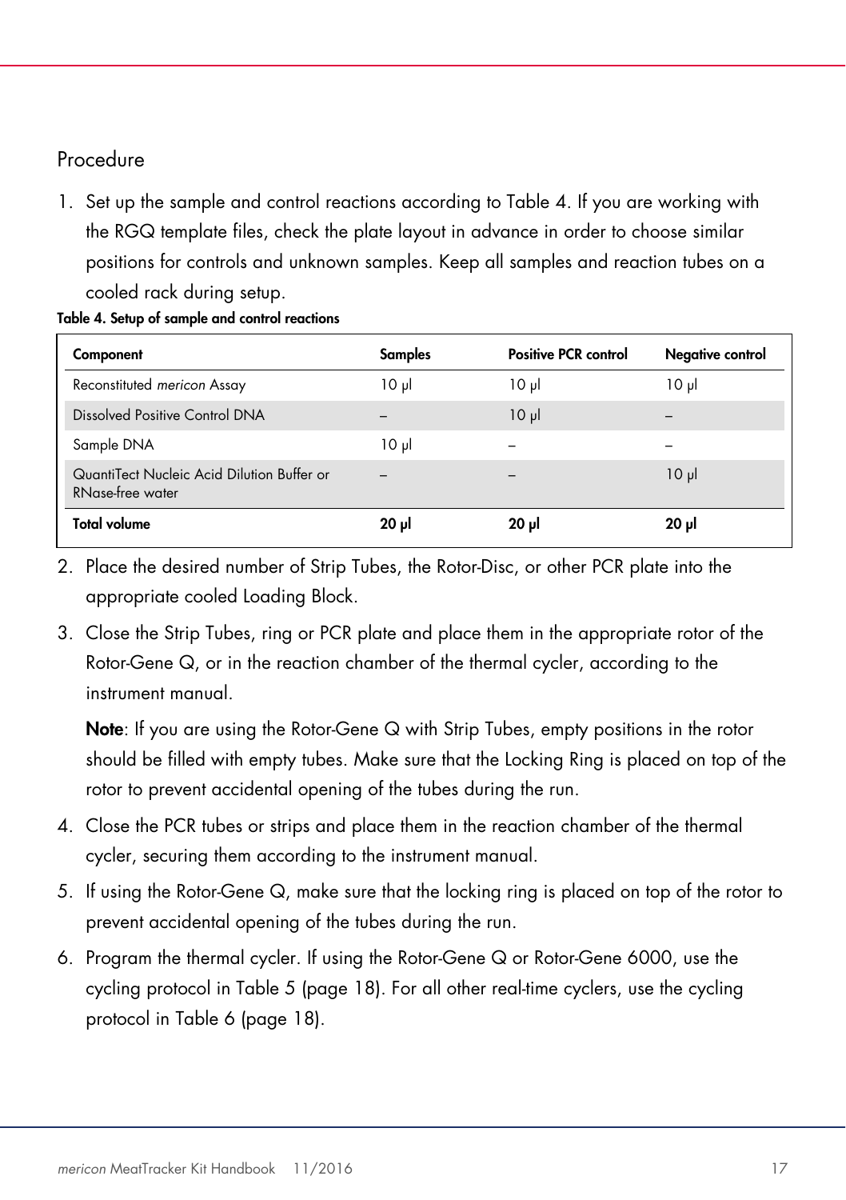## Procedure

1. Set up the sample and control reactions according to Table 4. If you are working with the RGQ template files, check the plate layout in advance in order to choose similar positions for controls and unknown samples. Keep all samples and reaction tubes on a cooled rack during setup.

**Table 4. Setup of sample and control reactions**

| Component | Samples | Positive PCR control | Negative control |
|---|---|---|---|
| Reconstituted *mericon* Assay | 10 µl | 10 µl | 10 µl |
| Dissolved Positive Control DNA | – | 10 µl | – |
| Sample DNA | 10 µl | – | – |
| QuantiTect Nucleic Acid Dilution Buffer or RNase-free water | – | – | 10 µl |
| **Total volume** | **20 µl** | **20 µl** | **20 µl** |

2. Place the desired number of Strip Tubes, the Rotor-Disc, or other PCR plate into the appropriate cooled Loading Block.
3. Close the Strip Tubes, ring or PCR plate and place them in the appropriate rotor of the Rotor-Gene Q, or in the reaction chamber of the thermal cycler, according to the instrument manual.

   **Note**: If you are using the Rotor-Gene Q with Strip Tubes, empty positions in the rotor should be filled with empty tubes. Make sure that the Locking Ring is placed on top of the rotor to prevent accidental opening of the tubes during the run.
4. Close the PCR tubes or strips and place them in the reaction chamber of the thermal cycler, securing them according to the instrument manual.
5. If using the Rotor-Gene Q, make sure that the locking ring is placed on top of the rotor to prevent accidental opening of the tubes during the run.
6. Program the thermal cycler. If using the Rotor-Gene Q or Rotor-Gene 6000, use the cycling protocol in Table 5 (page 18). For all other real-time cyclers, use the cycling protocol in Table 6 (page 18).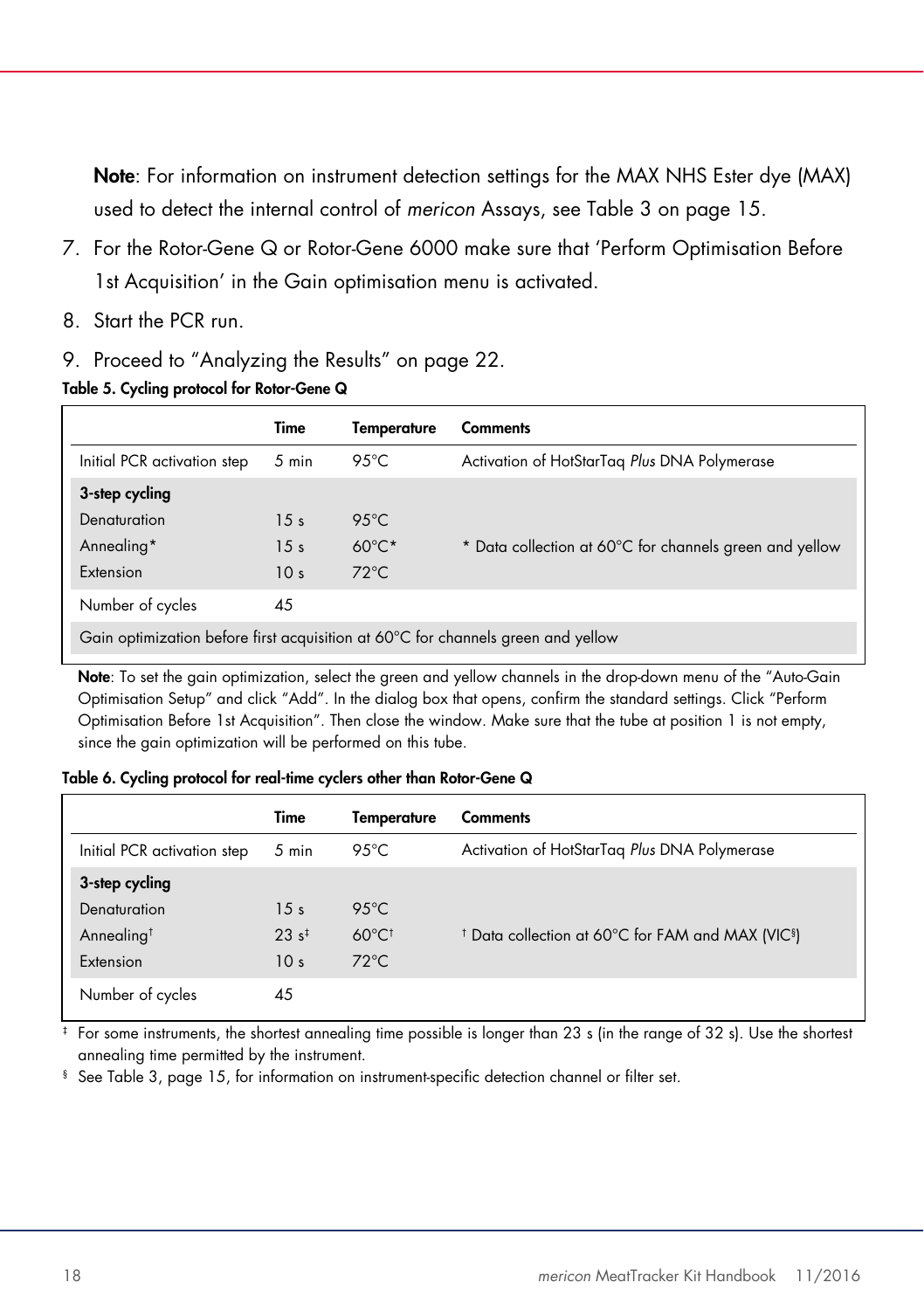**Note**: For information on instrument detection settings for the MAX NHS Ester dye (MAX) used to detect the internal control of *mericon* Assays, see Table 3 on page 15.

7. For the Rotor-Gene Q or Rotor-Gene 6000 make sure that 'Perform Optimisation Before 1st Acquisition' in the Gain optimisation menu is activated.
8. Start the PCR run.
9. Proceed to "Analyzing the Results" on page 22.

**Table 5. Cycling protocol for Rotor-Gene Q**

| | Time | Temperature | Comments |
|---|---|---|---|
| Initial PCR activation step | 5 min | 95°C | Activation of HotStarTaq *Plus* DNA Polymerase |
| **3-step cycling** | | | |
| Denaturation | 15 s | 95°C | |
| Annealing* | 15 s | 60°C* | * Data collection at 60°C for channels green and yellow |
| Extension | 10 s | 72°C | |
| Number of cycles | 45 | | |
| Gain optimization before first acquisition at 60°C for channels green and yellow | | | |

**Note**: To set the gain optimization, select the green and yellow channels in the drop-down menu of the "Auto-Gain Optimisation Setup" and click "Add". In the dialog box that opens, confirm the standard settings. Click "Perform Optimisation Before 1st Acquisition". Then close the window. Make sure that the tube at position 1 is not empty, since the gain optimization will be performed on this tube.

**Table 6. Cycling protocol for real-time cyclers other than Rotor-Gene Q**

| | Time | Temperature | Comments |
|---|---|---|---|
| Initial PCR activation step | 5 min | 95°C | Activation of HotStarTaq *Plus* DNA Polymerase |
| **3-step cycling** | | | |
| Denaturation | 15 s | 95°C | |
| Annealing† | 23 s‡ | 60°C† | † Data collection at 60°C for FAM and MAX (VIC§) |
| Extension | 10 s | 72°C | |
| Number of cycles | 45 | | |

‡ For some instruments, the shortest annealing time possible is longer than 23 s (in the range of 32 s). Use the shortest annealing time permitted by the instrument.

§ See Table 3, page 15, for information on instrument-specific detection channel or filter set.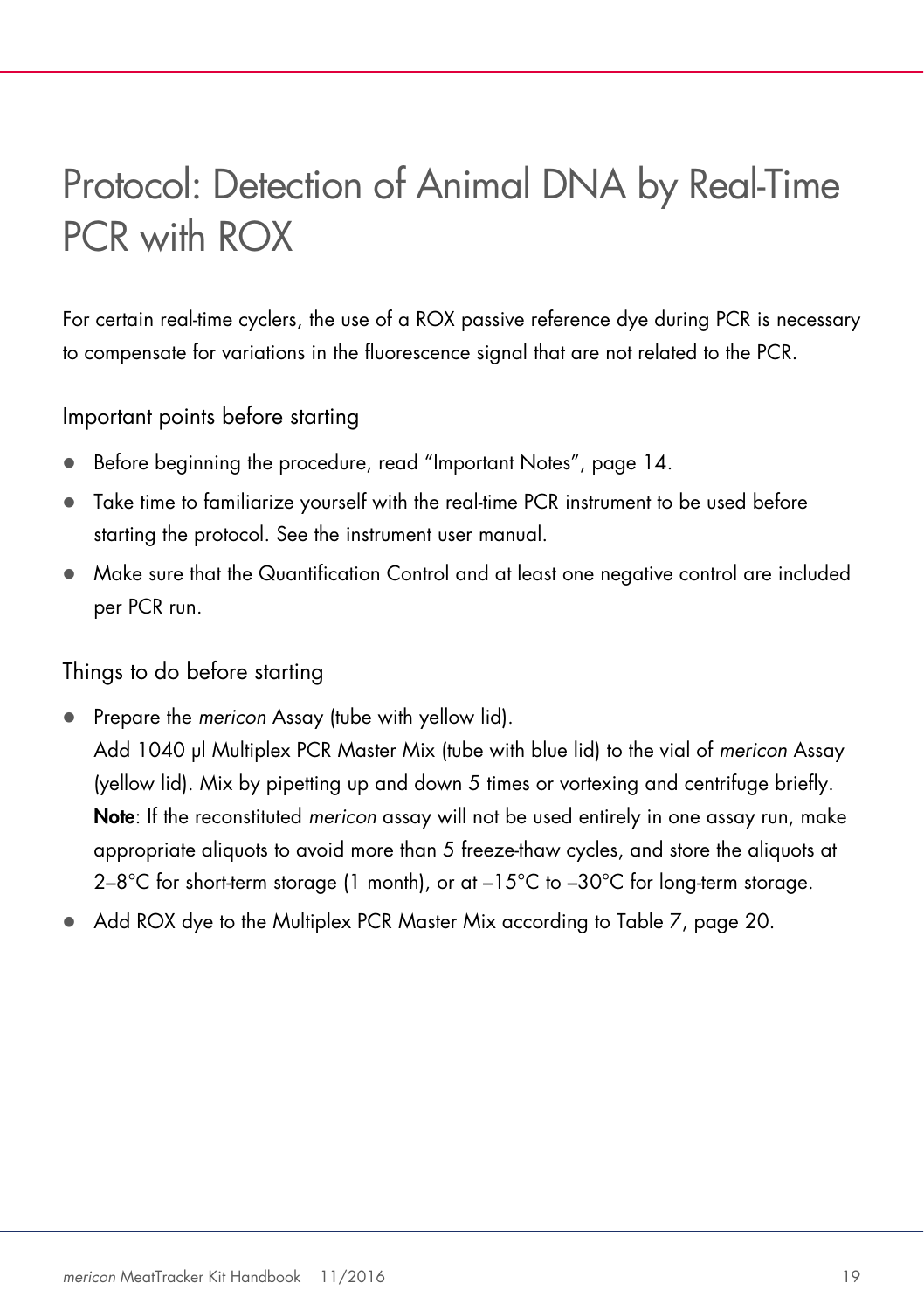# Protocol: Detection of Animal DNA by Real-Time PCR with ROX

For certain real-time cyclers, the use of a ROX passive reference dye during PCR is necessary to compensate for variations in the fluorescence signal that are not related to the PCR.

## Important points before starting

- Before beginning the procedure, read "Important Notes", page 14.
- Take time to familiarize yourself with the real-time PCR instrument to be used before starting the protocol. See the instrument user manual.
- Make sure that the Quantification Control and at least one negative control are included per PCR run.

## Things to do before starting

- Prepare the *mericon* Assay (tube with yellow lid).
  Add 1040 µl Multiplex PCR Master Mix (tube with blue lid) to the vial of *mericon* Assay (yellow lid). Mix by pipetting up and down 5 times or vortexing and centrifuge briefly.
  **Note**: If the reconstituted *mericon* assay will not be used entirely in one assay run, make appropriate aliquots to avoid more than 5 freeze-thaw cycles, and store the aliquots at 2–8°C for short-term storage (1 month), or at –15°C to –30°C for long-term storage.
- Add ROX dye to the Multiplex PCR Master Mix according to Table 7, page 20.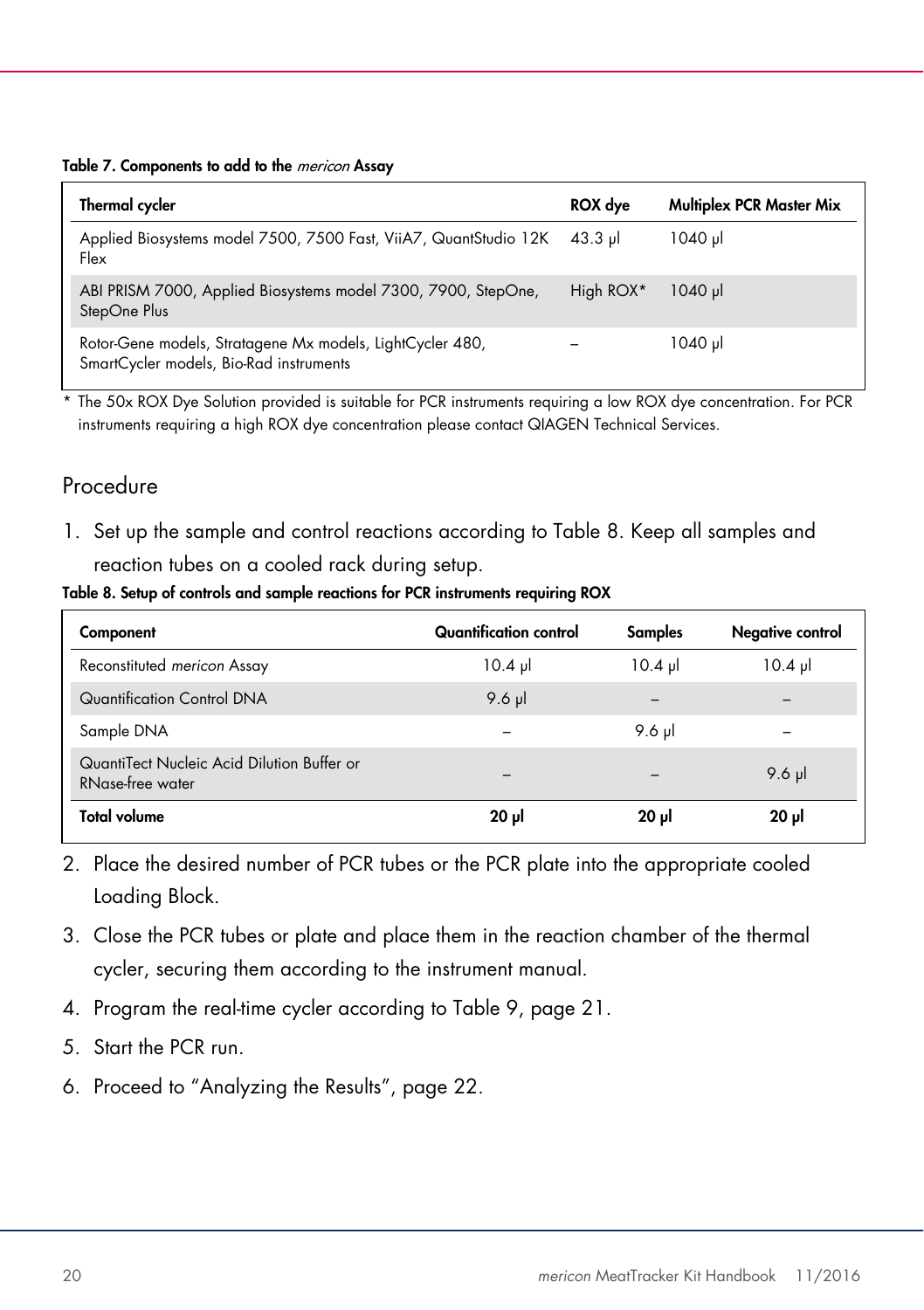**Table 7. Components to add to the *mericon* Assay**

| Thermal cycler | ROX dye | Multiplex PCR Master Mix |
|---|---|---|
| Applied Biosystems model 7500, 7500 Fast, ViiA7, QuantStudio 12K Flex | 43.3 µl | 1040 µl |
| ABI PRISM 7000, Applied Biosystems model 7300, 7900, StepOne, StepOne Plus | High ROX* | 1040 µl |
| Rotor-Gene models, Stratagene Mx models, LightCycler 480, SmartCycler models, Bio-Rad instruments | – | 1040 µl |

\* The 50x ROX Dye Solution provided is suitable for PCR instruments requiring a low ROX dye concentration. For PCR instruments requiring a high ROX dye concentration please contact QIAGEN Technical Services.

## Procedure

1. Set up the sample and control reactions according to Table 8. Keep all samples and reaction tubes on a cooled rack during setup.

**Table 8. Setup of controls and sample reactions for PCR instruments requiring ROX**

| Component | Quantification control | Samples | Negative control |
|---|---|---|---|
| Reconstituted *mericon* Assay | 10.4 µl | 10.4 µl | 10.4 µl |
| Quantification Control DNA | 9.6 µl | – | – |
| Sample DNA | – | 9.6 µl | – |
| QuantiTect Nucleic Acid Dilution Buffer or RNase-free water | – | – | 9.6 µl |
| **Total volume** | **20 µl** | **20 µl** | **20 µl** |

2. Place the desired number of PCR tubes or the PCR plate into the appropriate cooled Loading Block.
3. Close the PCR tubes or plate and place them in the reaction chamber of the thermal cycler, securing them according to the instrument manual.
4. Program the real-time cycler according to Table 9, page 21.
5. Start the PCR run.
6. Proceed to "Analyzing the Results", page 22.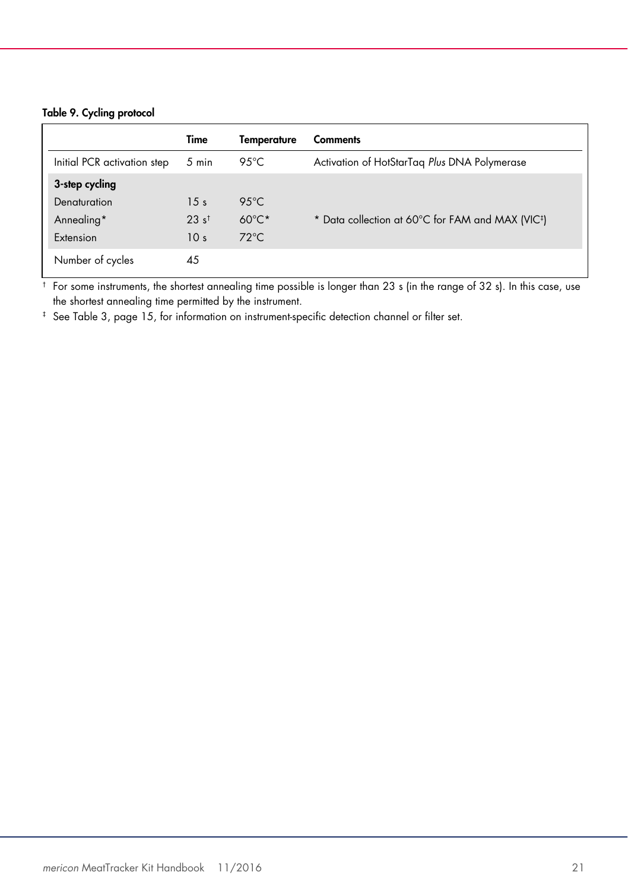**Table 9. Cycling protocol**

| | Time | Temperature | Comments |
|---|---|---|---|
| Initial PCR activation step | 5 min | 95°C | Activation of HotStarTaq *Plus* DNA Polymerase |
| **3-step cycling** | | | |
| Denaturation | 15 s | 95°C | |
| Annealing* | 23 s† | 60°C* | * Data collection at 60°C for FAM and MAX (VIC‡) |
| Extension | 10 s | 72°C | |
| Number of cycles | 45 | | |

† For some instruments, the shortest annealing time possible is longer than 23 s (in the range of 32 s). In this case, use the shortest annealing time permitted by the instrument.

‡ See Table 3, page 15, for information on instrument-specific detection channel or filter set.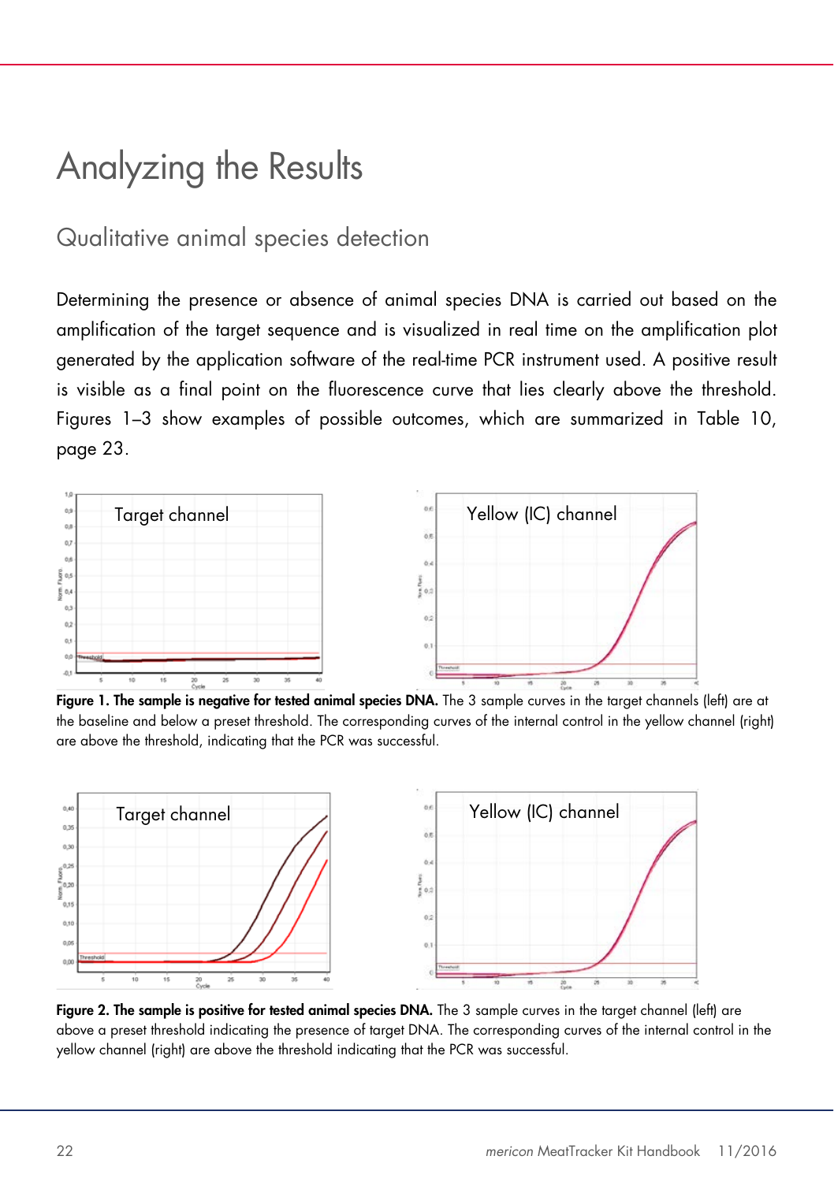# Analyzing the Results

## Qualitative animal species detection

Determining the presence or absence of animal species DNA is carried out based on the amplification of the target sequence and is visualized in real time on the amplification plot generated by the application software of the real-time PCR instrument used. A positive result is visible as a final point on the fluorescence curve that lies clearly above the threshold. Figures 1–3 show examples of possible outcomes, which are summarized in Table 10, page 23.

**Figure 1. The sample is negative for tested animal species DNA.** The 3 sample curves in the target channels (left) are at the baseline and below a preset threshold. The corresponding curves of the internal control in the yellow channel (right) are above the threshold, indicating that the PCR was successful.

**Figure 2. The sample is positive for tested animal species DNA.** The 3 sample curves in the target channel (left) are above a preset threshold indicating the presence of target DNA. The corresponding curves of the internal control in the yellow channel (right) are above the threshold indicating that the PCR was successful.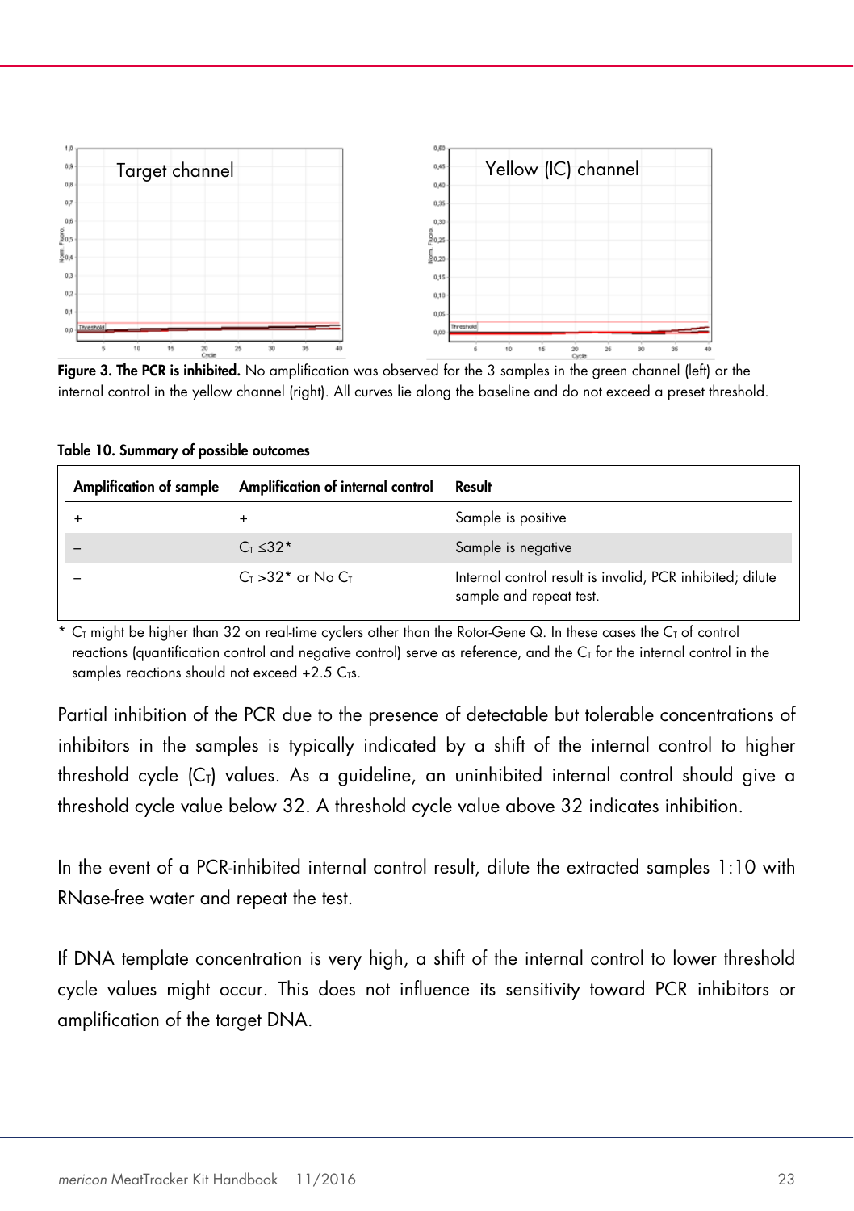**Figure 3. The PCR is inhibited.** No amplification was observed for the 3 samples in the green channel (left) or the internal control in the yellow channel (right). All curves lie along the baseline and do not exceed a preset threshold.

**Table 10. Summary of possible outcomes**

| Amplification of sample | Amplification of internal control | Result |
|---|---|---|
| + | + | Sample is positive |
| – | $C_T \leq 32$* | Sample is negative |
| – | $C_T > 32$* or No $C_T$ | Internal control result is invalid, PCR inhibited; dilute sample and repeat test. |

\* $C_T$ might be higher than 32 on real-time cyclers other than the Rotor-Gene Q. In these cases the $C_T$ of control reactions (quantification control and negative control) serve as reference, and the $C_T$ for the internal control in the samples reactions should not exceed +2.5 $C_T$s.

Partial inhibition of the PCR due to the presence of detectable but tolerable concentrations of inhibitors in the samples is typically indicated by a shift of the internal control to higher threshold cycle ($C_T$) values. As a guideline, an uninhibited internal control should give a threshold cycle value below 32. A threshold cycle value above 32 indicates inhibition.

In the event of a PCR-inhibited internal control result, dilute the extracted samples 1:10 with RNase-free water and repeat the test.

If DNA template concentration is very high, a shift of the internal control to lower threshold cycle values might occur. This does not influence its sensitivity toward PCR inhibitors or amplification of the target DNA.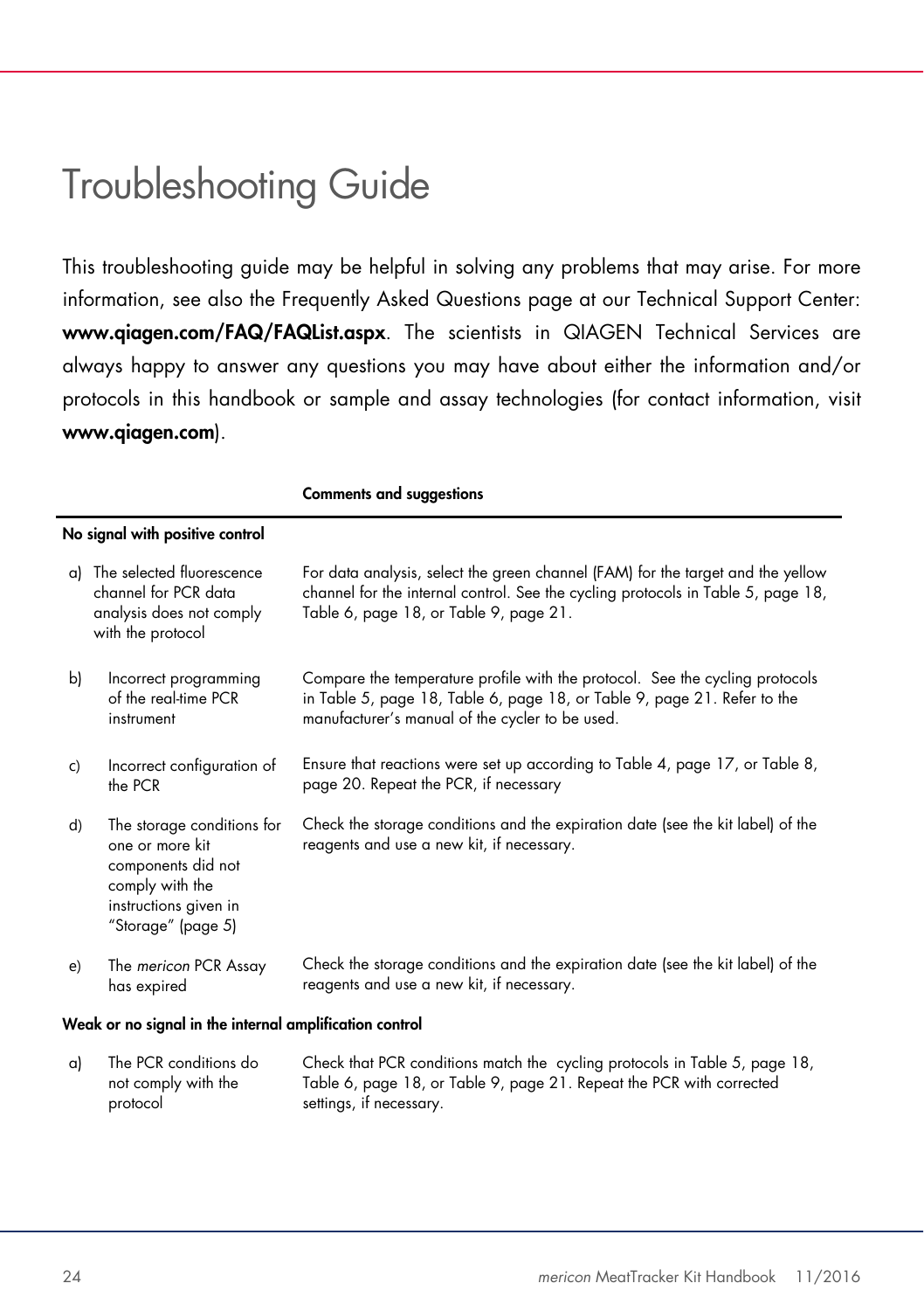# Troubleshooting Guide

This troubleshooting guide may be helpful in solving any problems that may arise. For more information, see also the Frequently Asked Questions page at our Technical Support Center: **www.qiagen.com/FAQ/FAQList.aspx**. The scientists in QIAGEN Technical Services are always happy to answer any questions you may have about either the information and/or protocols in this handbook or sample and assay technologies (for contact information, visit **www.qiagen.com**).

| | Comments and suggestions |
|---|---|
| **No signal with positive control** | |
| a) The selected fluorescence channel for PCR data analysis does not comply with the protocol | For data analysis, select the green channel (FAM) for the target and the yellow channel for the internal control. See the cycling protocols in Table 5, page 18, Table 6, page 18, or Table 9, page 21. |
| b) Incorrect programming of the real-time PCR instrument | Compare the temperature profile with the protocol. See the cycling protocols in Table 5, page 18, Table 6, page 18, or Table 9, page 21. Refer to the manufacturer's manual of the cycler to be used. |
| c) Incorrect configuration of the PCR | Ensure that reactions were set up according to Table 4, page 17, or Table 8, page 20. Repeat the PCR, if necessary |
| d) The storage conditions for one or more kit components did not comply with the instructions given in "Storage" (page 5) | Check the storage conditions and the expiration date (see the kit label) of the reagents and use a new kit, if necessary. |
| e) The *mericon* PCR Assay has expired | Check the storage conditions and the expiration date (see the kit label) of the reagents and use a new kit, if necessary. |
| **Weak or no signal in the internal amplification control** | |
| a) The PCR conditions do not comply with the protocol | Check that PCR conditions match the cycling protocols in Table 5, page 18, Table 6, page 18, or Table 9, page 21. Repeat the PCR with corrected settings, if necessary. |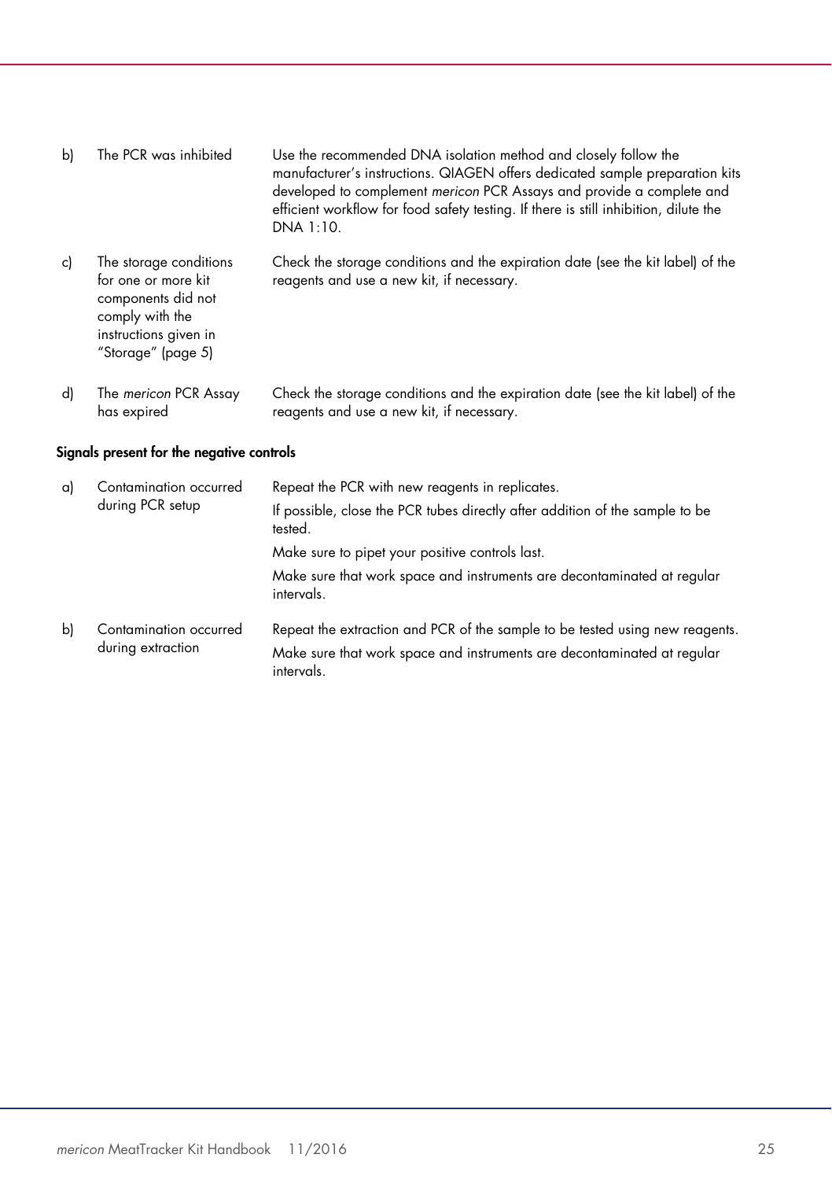| | | |
|---|---|---|
| b) | The PCR was inhibited | Use the recommended DNA isolation method and closely follow the manufacturer's instructions. QIAGEN offers dedicated sample preparation kits developed to complement *mericon* PCR Assays and provide a complete and efficient workflow for food safety testing. If there is still inhibition, dilute the DNA 1:10. |
| c) | The storage conditions for one or more kit components did not comply with the instructions given in "Storage" (page 5) | Check the storage conditions and the expiration date (see the kit label) of the reagents and use a new kit, if necessary. |
| d) | The *mericon* PCR Assay has expired | Check the storage conditions and the expiration date (see the kit label) of the reagents and use a new kit, if necessary. |

**Signals present for the negative controls**

| | | |
|---|---|---|
| a) | Contamination occurred during PCR setup | Repeat the PCR with new reagents in replicates.<br>If possible, close the PCR tubes directly after addition of the sample to be tested.<br>Make sure to pipet your positive controls last.<br>Make sure that work space and instruments are decontaminated at regular intervals. |
| b) | Contamination occurred during extraction | Repeat the extraction and PCR of the sample to be tested using new reagents.<br>Make sure that work space and instruments are decontaminated at regular intervals. |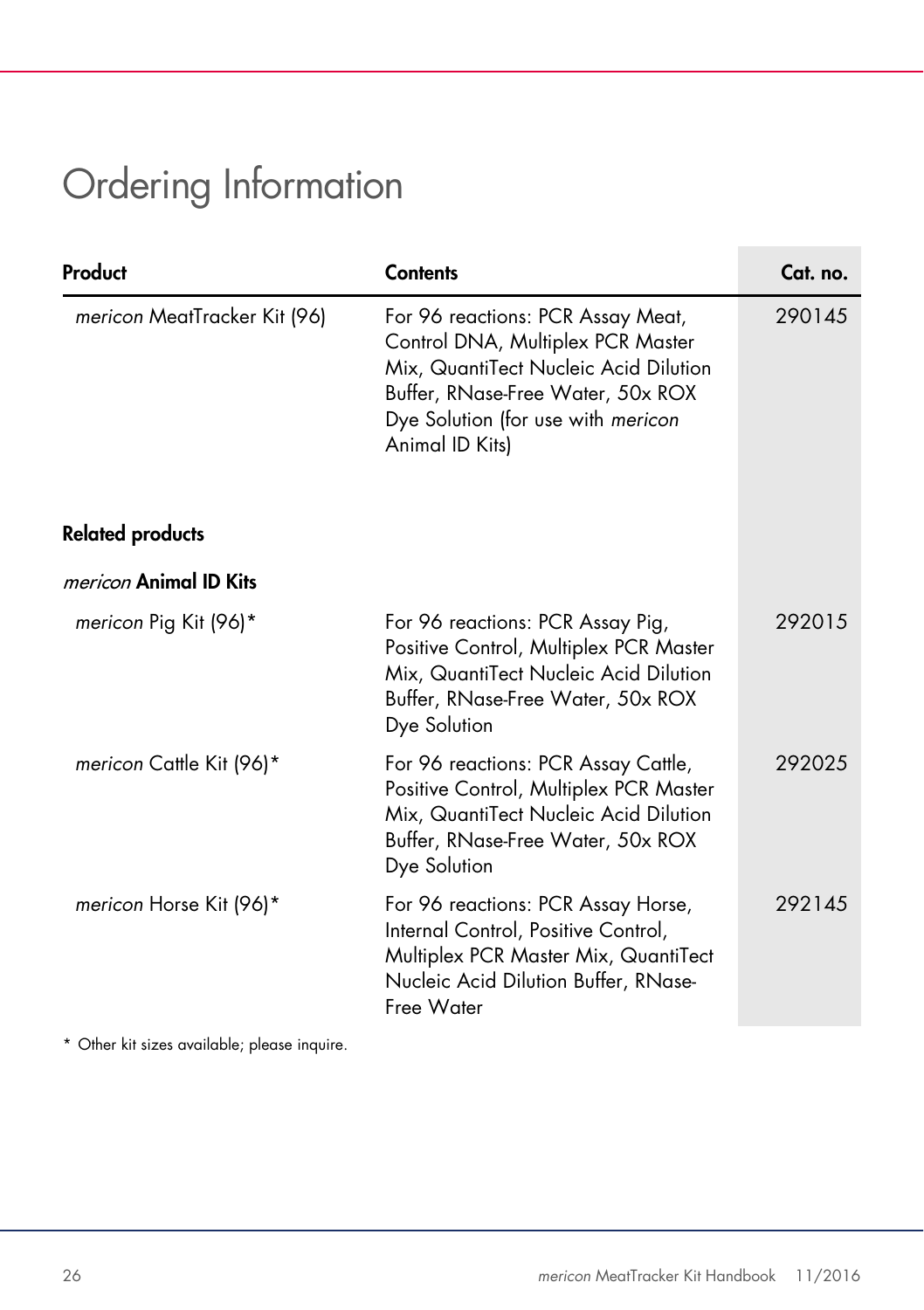# Ordering Information

| Product | Contents | Cat. no. |
|---|---|---|
| *mericon* MeatTracker Kit (96) | For 96 reactions: PCR Assay Meat, Control DNA, Multiplex PCR Master Mix, QuantiTect Nucleic Acid Dilution Buffer, RNase-Free Water, 50x ROX Dye Solution (for use with *mericon* Animal ID Kits) | 290145 |
| **Related products** | | |
| ***mericon* Animal ID Kits** | | |
| *mericon* Pig Kit (96)* | For 96 reactions: PCR Assay Pig, Positive Control, Multiplex PCR Master Mix, QuantiTect Nucleic Acid Dilution Buffer, RNase-Free Water, 50x ROX Dye Solution | 292015 |
| *mericon* Cattle Kit (96)* | For 96 reactions: PCR Assay Cattle, Positive Control, Multiplex PCR Master Mix, QuantiTect Nucleic Acid Dilution Buffer, RNase-Free Water, 50x ROX Dye Solution | 292025 |
| *mericon* Horse Kit (96)* | For 96 reactions: PCR Assay Horse, Internal Control, Positive Control, Multiplex PCR Master Mix, QuantiTect Nucleic Acid Dilution Buffer, RNase-Free Water | 292145 |

\* Other kit sizes available; please inquire.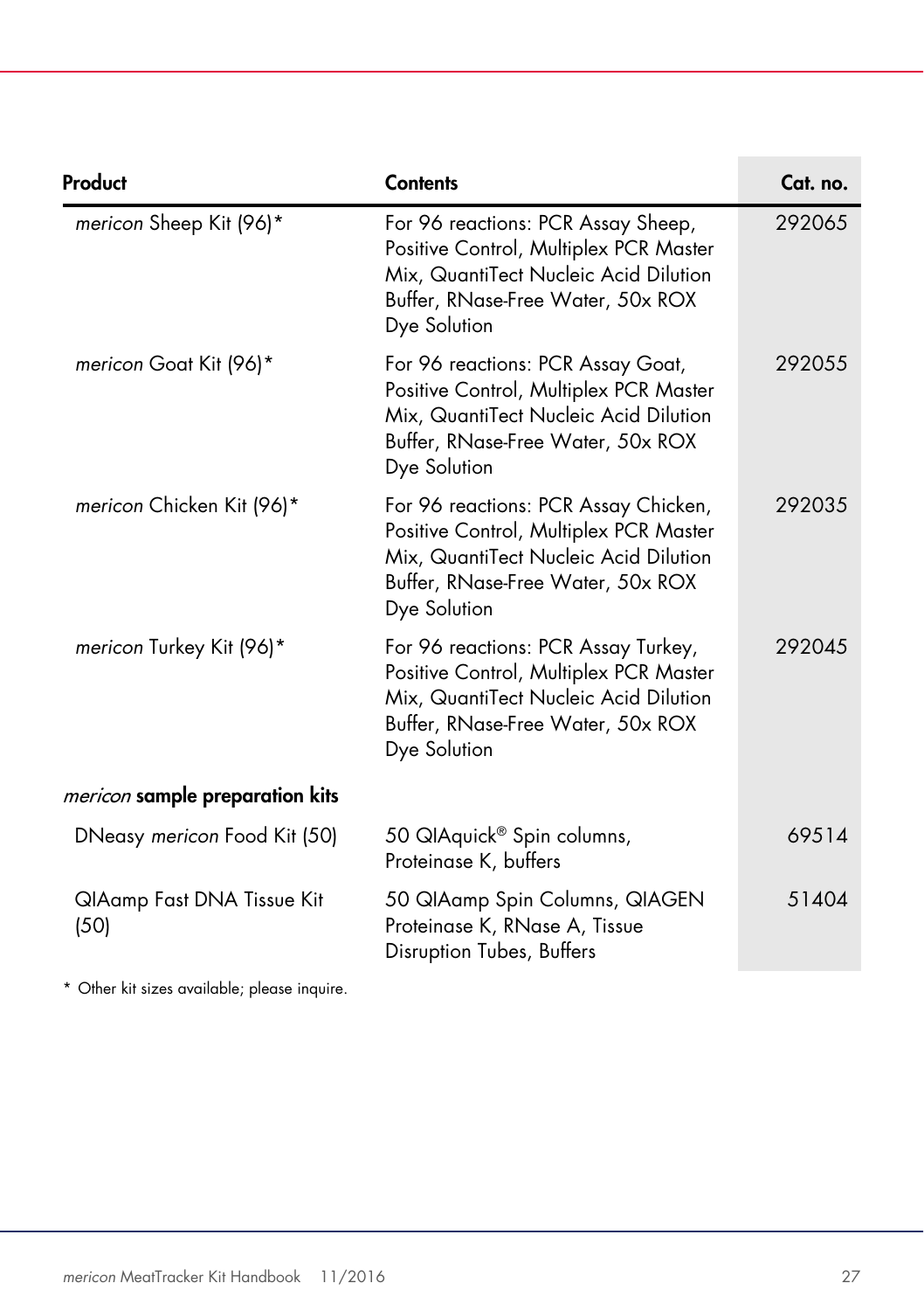| Product | Contents | Cat. no. |
|---|---|---|
| *mericon* Sheep Kit (96)* | For 96 reactions: PCR Assay Sheep, Positive Control, Multiplex PCR Master Mix, QuantiTect Nucleic Acid Dilution Buffer, RNase-Free Water, 50x ROX Dye Solution | 292065 |
| *mericon* Goat Kit (96)* | For 96 reactions: PCR Assay Goat, Positive Control, Multiplex PCR Master Mix, QuantiTect Nucleic Acid Dilution Buffer, RNase-Free Water, 50x ROX Dye Solution | 292055 |
| *mericon* Chicken Kit (96)* | For 96 reactions: PCR Assay Chicken, Positive Control, Multiplex PCR Master Mix, QuantiTect Nucleic Acid Dilution Buffer, RNase-Free Water, 50x ROX Dye Solution | 292035 |
| *mericon* Turkey Kit (96)* | For 96 reactions: PCR Assay Turkey, Positive Control, Multiplex PCR Master Mix, QuantiTect Nucleic Acid Dilution Buffer, RNase-Free Water, 50x ROX Dye Solution | 292045 |
| ***mericon* sample preparation kits** | | |
| DNeasy *mericon* Food Kit (50) | 50 QIAquick® Spin columns, Proteinase K, buffers | 69514 |
| QIAamp Fast DNA Tissue Kit (50) | 50 QIAamp Spin Columns, QIAGEN Proteinase K, RNase A, Tissue Disruption Tubes, Buffers | 51404 |

* Other kit sizes available; please inquire.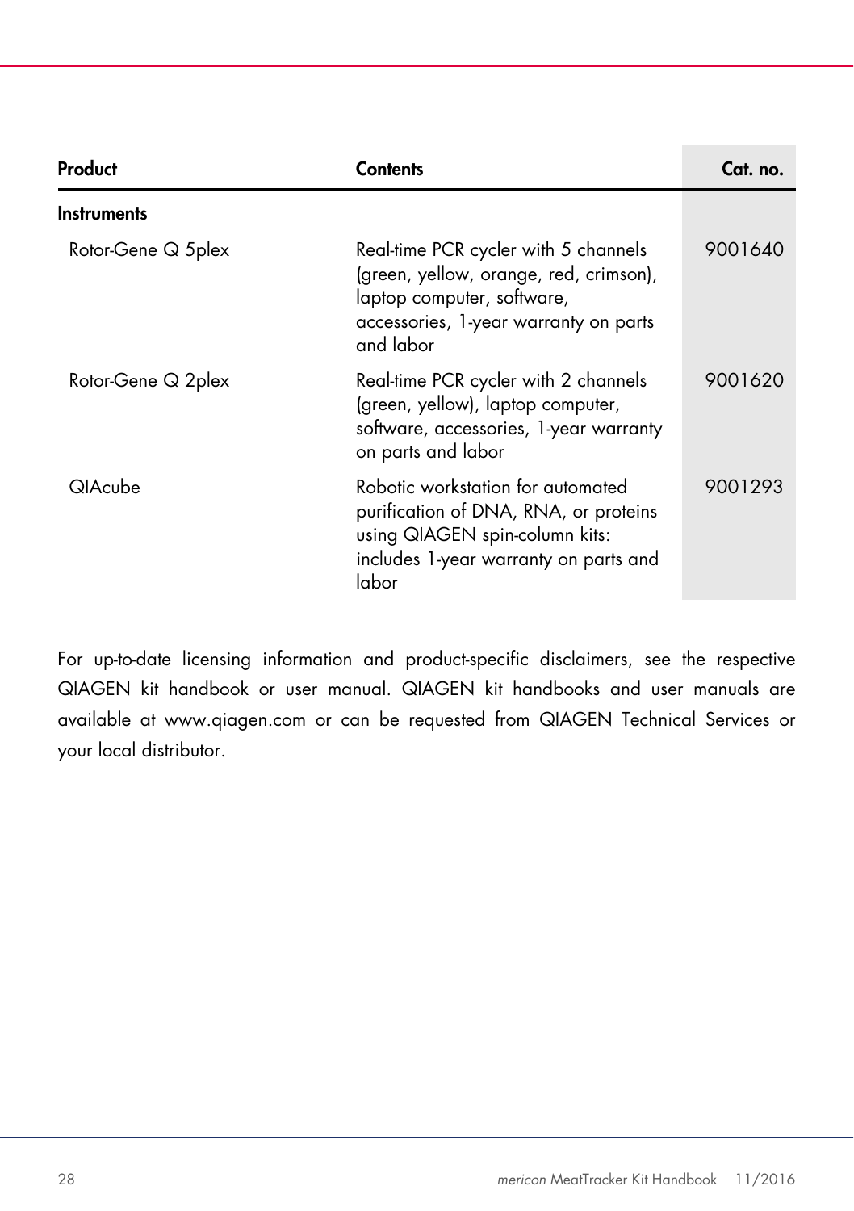| Product | Contents | Cat. no. |
|---|---|---|
| **Instruments** | | |
| Rotor-Gene Q 5plex | Real-time PCR cycler with 5 channels (green, yellow, orange, red, crimson), laptop computer, software, accessories, 1-year warranty on parts and labor | 9001640 |
| Rotor-Gene Q 2plex | Real-time PCR cycler with 2 channels (green, yellow), laptop computer, software, accessories, 1-year warranty on parts and labor | 9001620 |
| QIAcube | Robotic workstation for automated purification of DNA, RNA, or proteins using QIAGEN spin-column kits: includes 1-year warranty on parts and labor | 9001293 |

For up-to-date licensing information and product-specific disclaimers, see the respective QIAGEN kit handbook or user manual. QIAGEN kit handbooks and user manuals are available at www.qiagen.com or can be requested from QIAGEN Technical Services or your local distributor.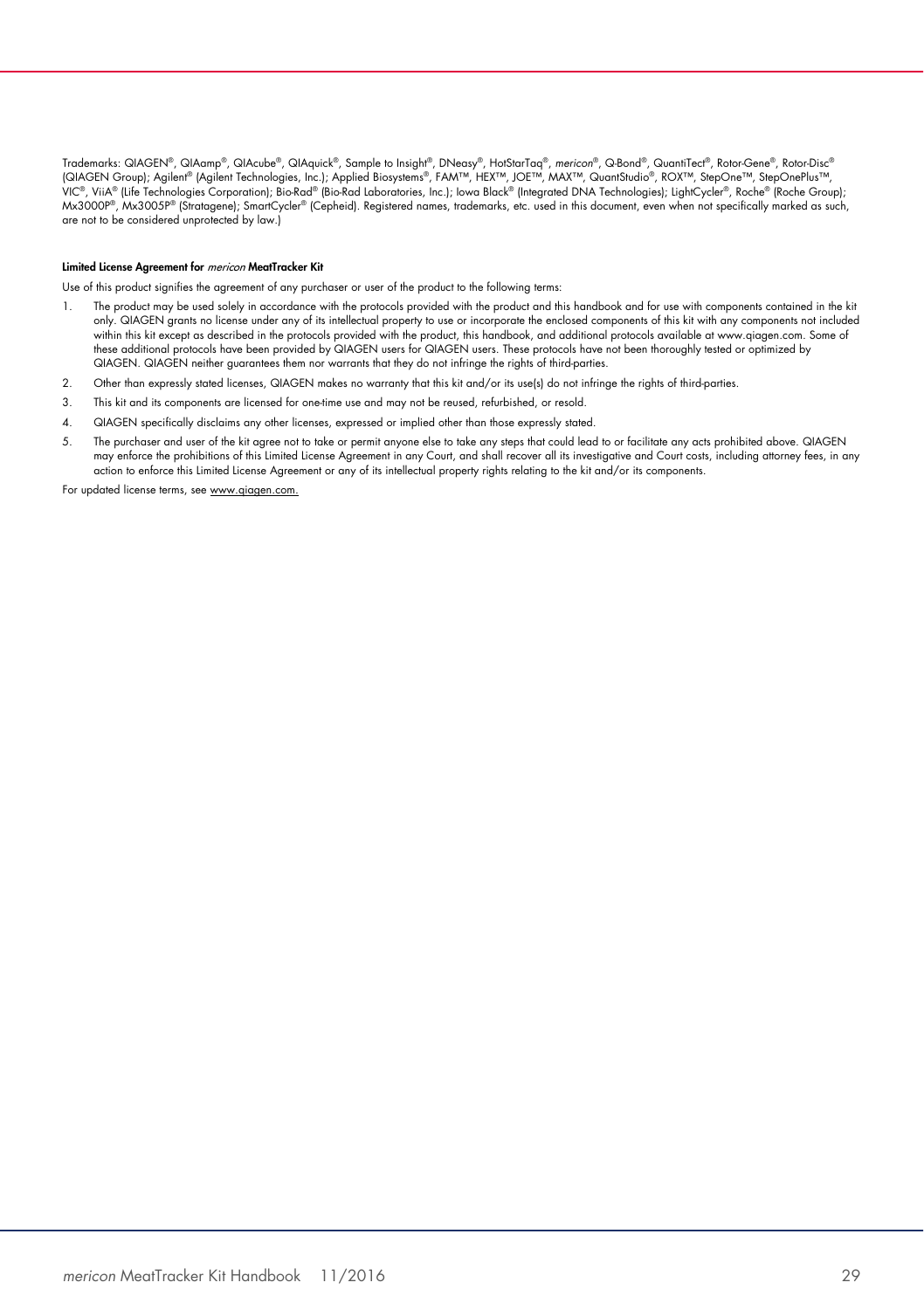Trademarks: QIAGEN®, QIAamp®, QIAcube®, QIAquick®, Sample to Insight®, DNeasy®, HotStarTaq®, *mericon*®, Q-Bond®, QuantiTect®, Rotor-Gene®, Rotor-Disc® (QIAGEN Group); Agilent® (Agilent Technologies, Inc.); Applied Biosystems®, FAM™, HEX™, JOE™, MAX™, QuantStudio®, ROX™, StepOne™, StepOnePlus™, VIC®, ViiA® (Life Technologies Corporation); Bio-Rad® (Bio-Rad Laboratories, Inc.); Iowa Black® (Integrated DNA Technologies); LightCycler®, Roche® (Roche Group); Mx3000P®, Mx3005P® (Stratagene); SmartCycler® (Cepheid). Registered names, trademarks, etc. used in this document, even when not specifically marked as such, are not to be considered unprotected by law.)

**Limited License Agreement for *mericon* MeatTracker Kit**

Use of this product signifies the agreement of any purchaser or user of the product to the following terms:

1. The product may be used solely in accordance with the protocols provided with the product and this handbook and for use with components contained in the kit only. QIAGEN grants no license under any of its intellectual property to use or incorporate the enclosed components of this kit with any components not included within this kit except as described in the protocols provided with the product, this handbook, and additional protocols available at www.qiagen.com. Some of these additional protocols have been provided by QIAGEN users for QIAGEN users. These protocols have not been thoroughly tested or optimized by QIAGEN. QIAGEN neither guarantees them nor warrants that they do not infringe the rights of third-parties.
2. Other than expressly stated licenses, QIAGEN makes no warranty that this kit and/or its use(s) do not infringe the rights of third-parties.
3. This kit and its components are licensed for one-time use and may not be reused, refurbished, or resold.
4. QIAGEN specifically disclaims any other licenses, expressed or implied other than those expressly stated.
5. The purchaser and user of the kit agree not to take or permit anyone else to take any steps that could lead to or facilitate any acts prohibited above. QIAGEN may enforce the prohibitions of this Limited License Agreement in any Court, and shall recover all its investigative and Court costs, including attorney fees, in any action to enforce this Limited License Agreement or any of its intellectual property rights relating to the kit and/or its components.

For updated license terms, see www.qiagen.com.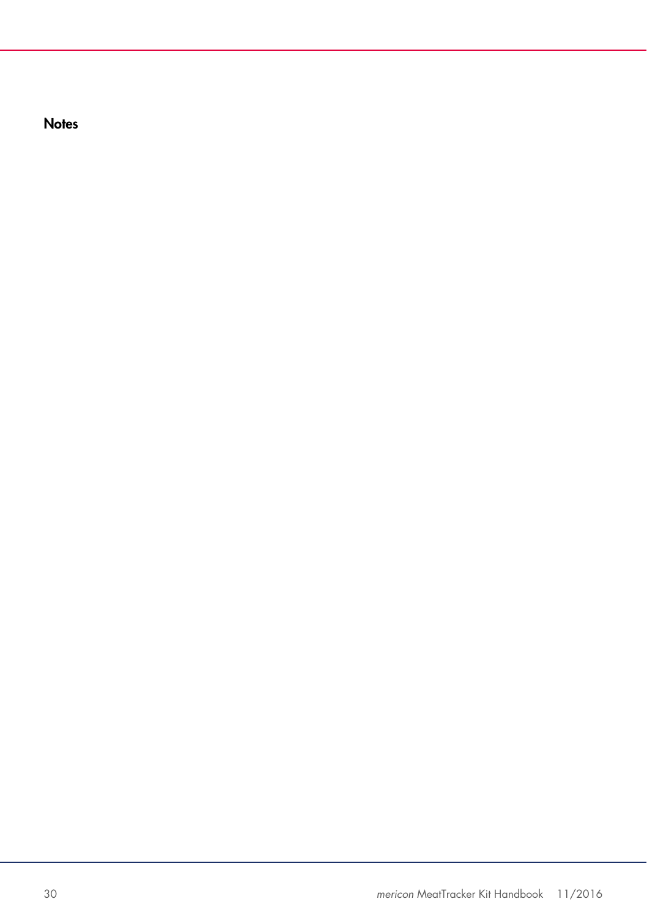## Notes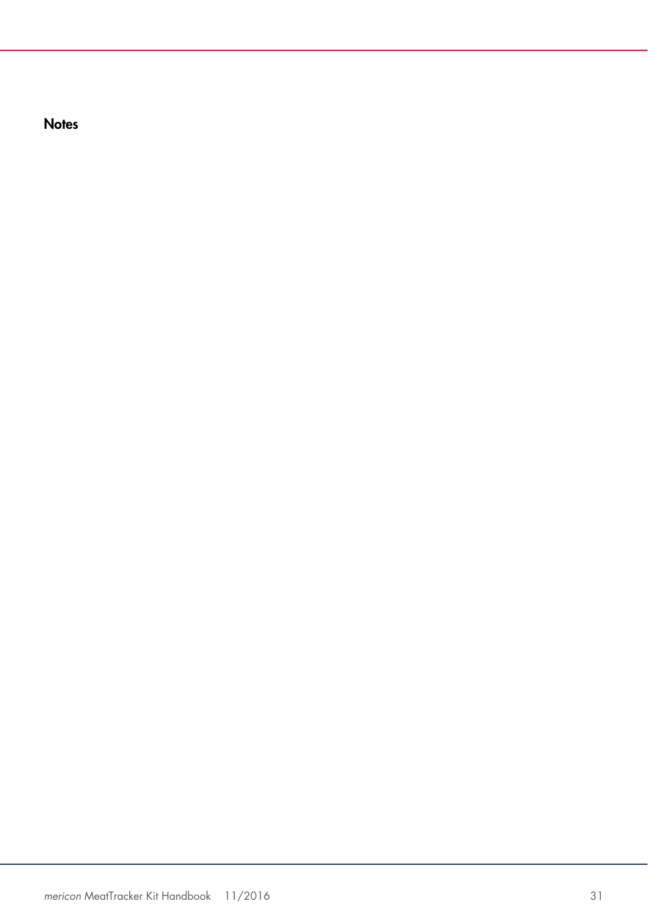## Notes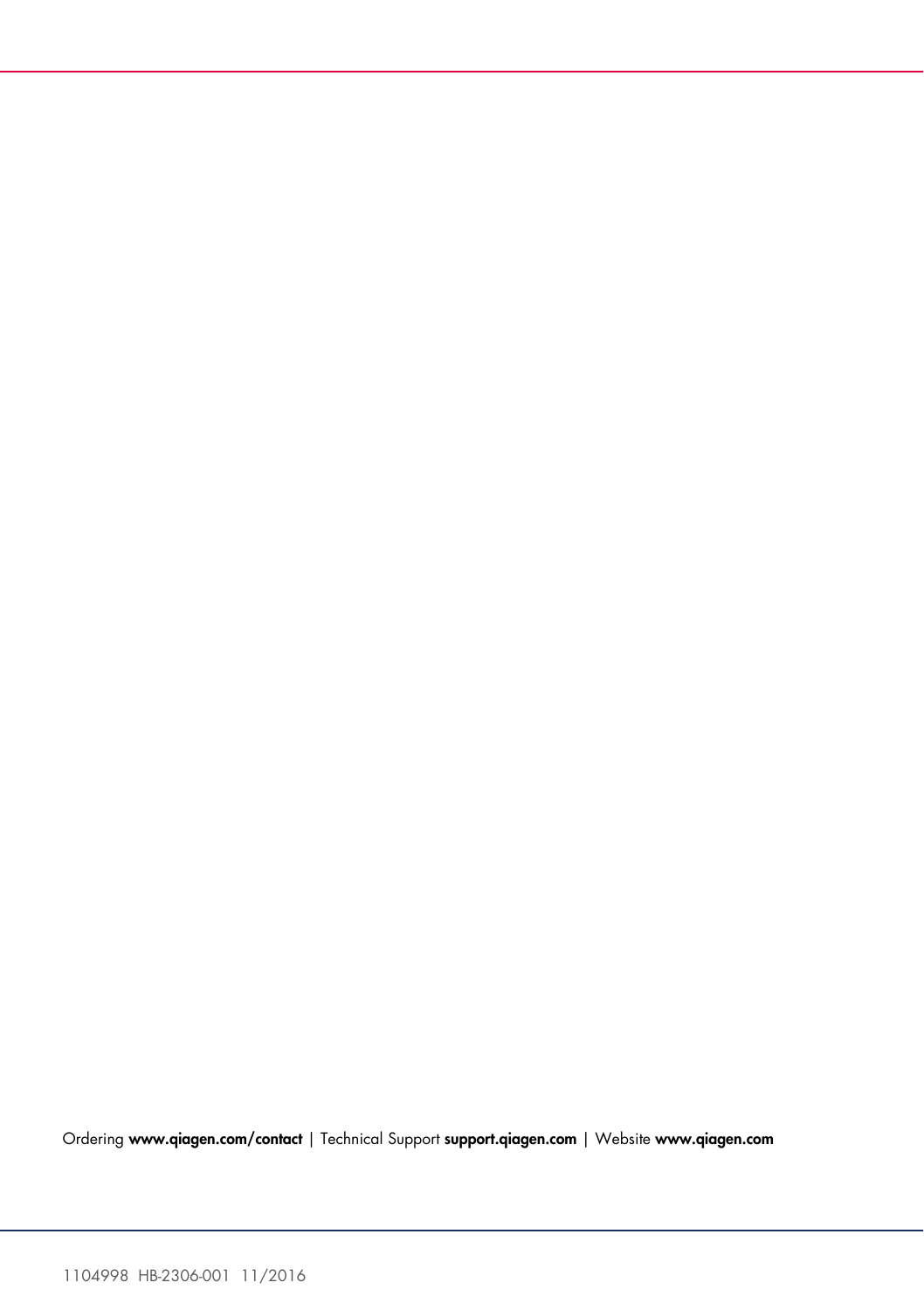Ordering **www.qiagen.com/contact** | Technical Support **support.qiagen.com** | Website **www.qiagen.com**

1104998 HB-2306-001 11/2016